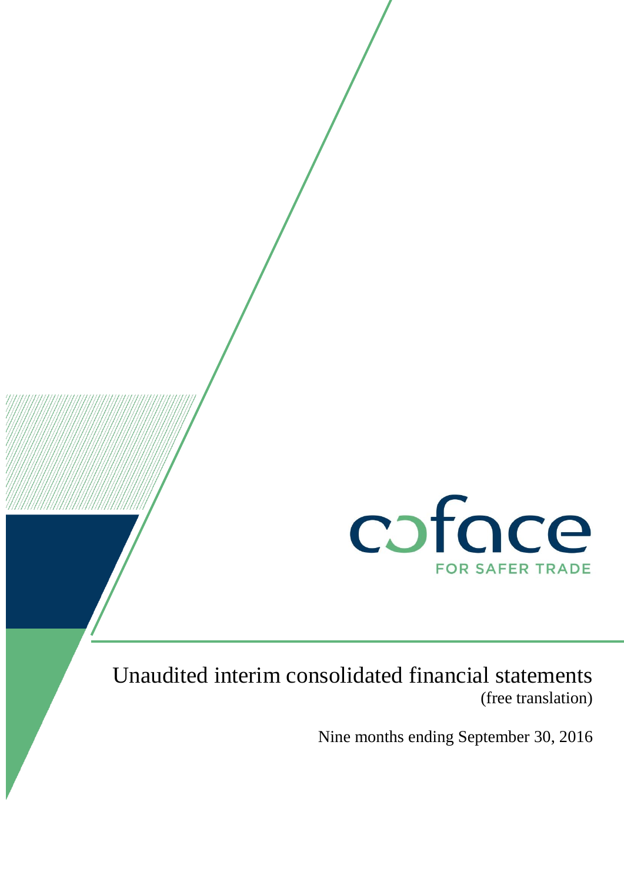coface

FOR SAFER TRADE

# Unaudited interim consolidated financial statements

(free translation)

Nine months ending September 30, 2016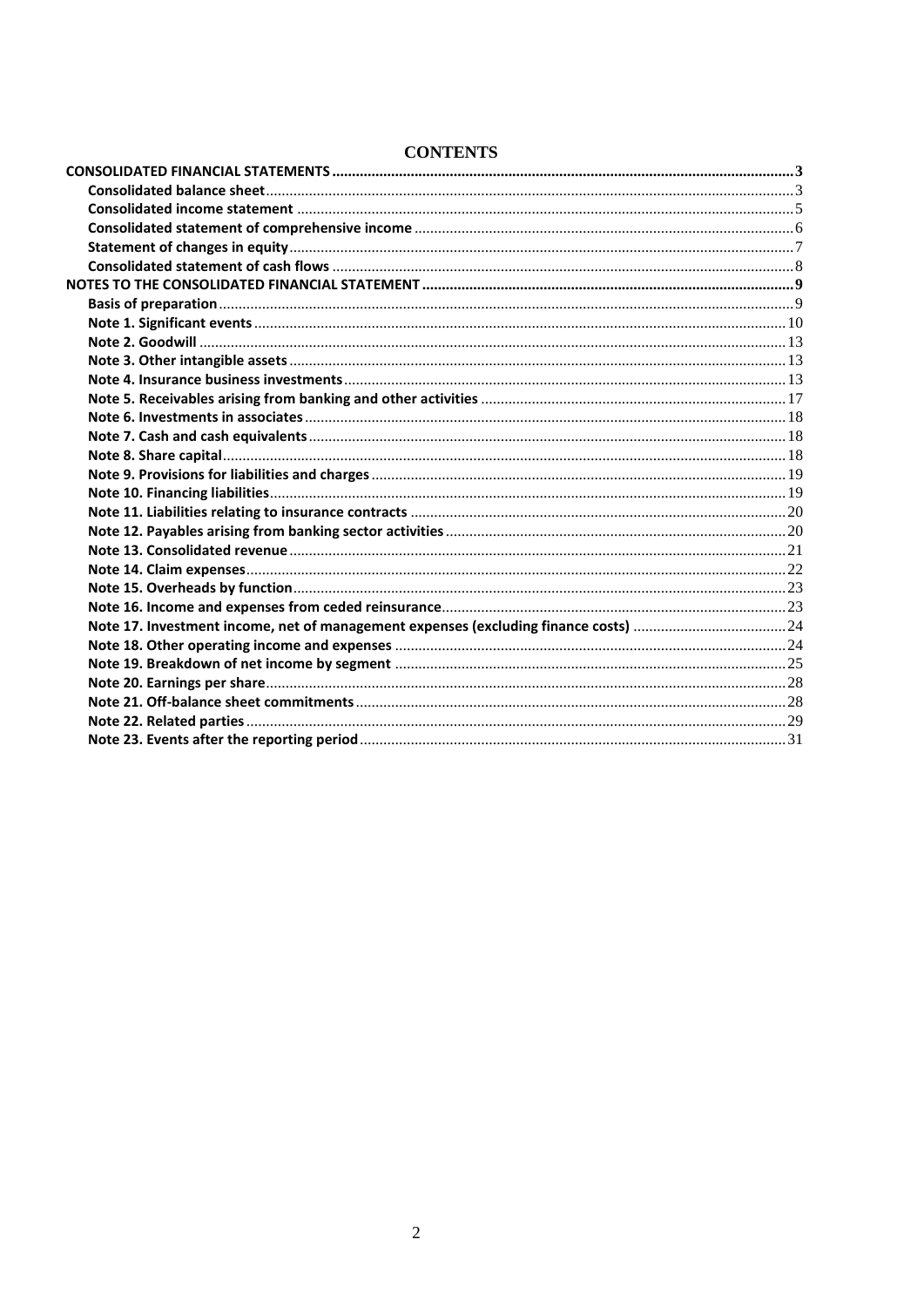# CONTENTS

**CONSOLIDATED FINANCIAL STATEMENTS** ..... 3
- **Consolidated balance sheet** ..... 3
- **Consolidated income statement** ..... 5
- **Consolidated statement of comprehensive income** ..... 6
- **Statement of changes in equity** ..... 7
- **Consolidated statement of cash flows** ..... 8

**NOTES TO THE CONSOLIDATED FINANCIAL STATEMENT** ..... 9
- **Basis of preparation** ..... 9
- **Note 1. Significant events** ..... 10
- **Note 2. Goodwill** ..... 13
- **Note 3. Other intangible assets** ..... 13
- **Note 4. Insurance business investments** ..... 13
- **Note 5. Receivables arising from banking and other activities** ..... 17
- **Note 6. Investments in associates** ..... 18
- **Note 7. Cash and cash equivalents** ..... 18
- **Note 8. Share capital** ..... 18
- **Note 9. Provisions for liabilities and charges** ..... 19
- **Note 10. Financing liabilities** ..... 19
- **Note 11. Liabilities relating to insurance contracts** ..... 20
- **Note 12. Payables arising from banking sector activities** ..... 20
- **Note 13. Consolidated revenue** ..... 21
- **Note 14. Claim expenses** ..... 22
- **Note 15. Overheads by function** ..... 23
- **Note 16. Income and expenses from ceded reinsurance** ..... 23
- **Note 17. Investment income, net of management expenses (excluding finance costs)** ..... 24
- **Note 18. Other operating income and expenses** ..... 24
- **Note 19. Breakdown of net income by segment** ..... 25
- **Note 20. Earnings per share** ..... 28
- **Note 21. Off-balance sheet commitments** ..... 28
- **Note 22. Related parties** ..... 29
- **Note 23. Events after the reporting period** ..... 31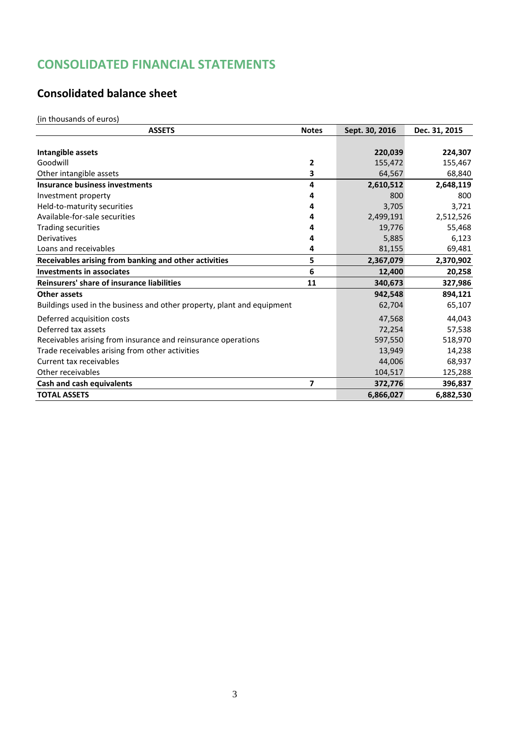# CONSOLIDATED FINANCIAL STATEMENTS

## Consolidated balance sheet

(in thousands of euros)

| ASSETS | Notes | Sept. 30, 2016 | Dec. 31, 2015 |
|---|---|---|---|
| **Intangible assets** | | **220,039** | **224,307** |
| Goodwill | 2 | 155,472 | 155,467 |
| Other intangible assets | 3 | 64,567 | 68,840 |
| **Insurance business investments** | 4 | **2,610,512** | **2,648,119** |
| Investment property | 4 | 800 | 800 |
| Held-to-maturity securities | 4 | 3,705 | 3,721 |
| Available-for-sale securities | 4 | 2,499,191 | 2,512,526 |
| Trading securities | 4 | 19,776 | 55,468 |
| Derivatives | 4 | 5,885 | 6,123 |
| Loans and receivables | 4 | 81,155 | 69,481 |
| **Receivables arising from banking and other activities** | 5 | **2,367,079** | **2,370,902** |
| **Investments in associates** | 6 | **12,400** | **20,258** |
| **Reinsurers' share of insurance liabilities** | 11 | **340,673** | **327,986** |
| **Other assets** | | **942,548** | **894,121** |
| Buildings used in the business and other property, plant and equipment | | 62,704 | 65,107 |
| Deferred acquisition costs | | 47,568 | 44,043 |
| Deferred tax assets | | 72,254 | 57,538 |
| Receivables arising from insurance and reinsurance operations | | 597,550 | 518,970 |
| Trade receivables arising from other activities | | 13,949 | 14,238 |
| Current tax receivables | | 44,006 | 68,937 |
| Other receivables | | 104,517 | 125,288 |
| **Cash and cash equivalents** | 7 | **372,776** | **396,837** |
| **TOTAL ASSETS** | | **6,866,027** | **6,882,530** |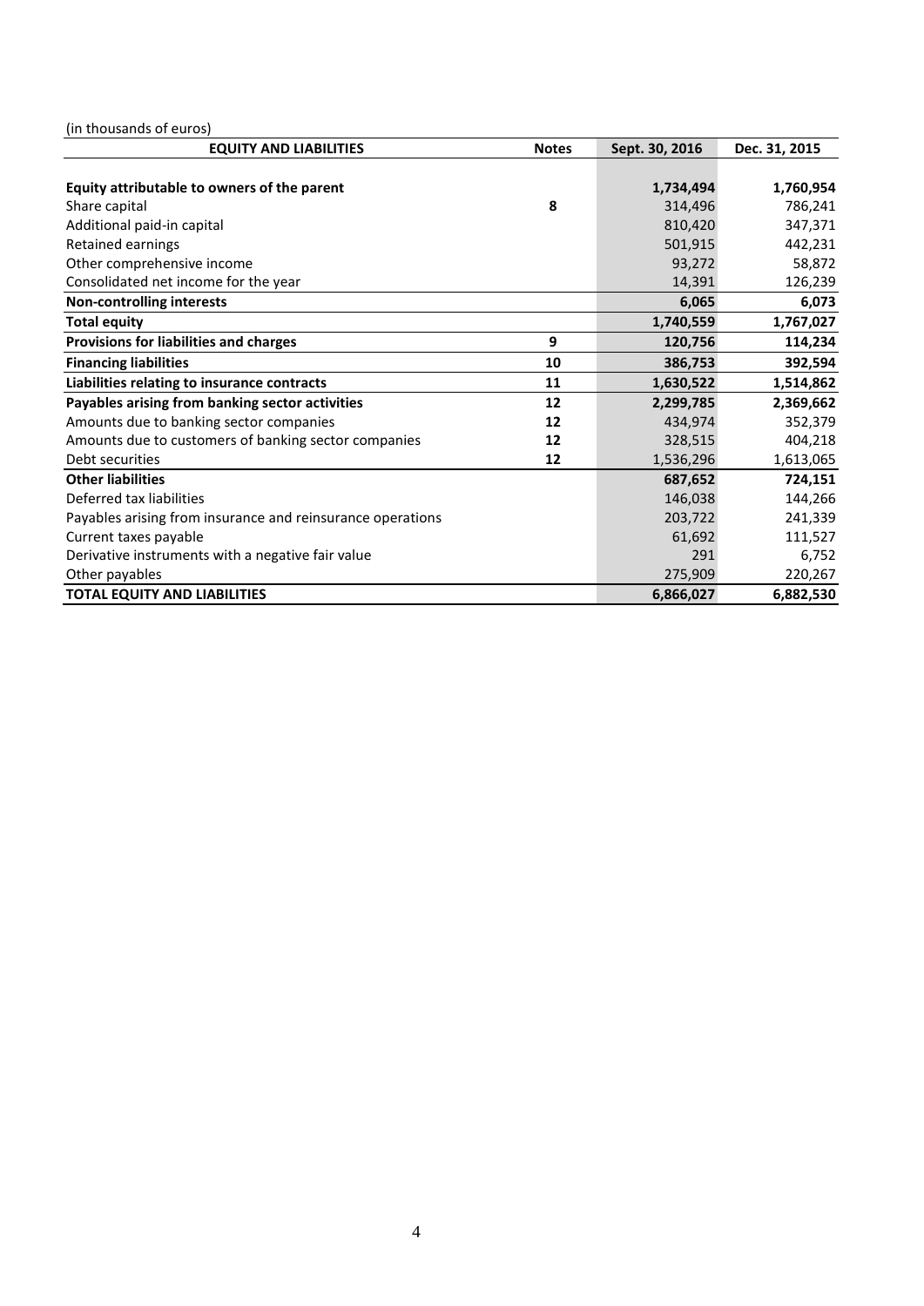(in thousands of euros)

| EQUITY AND LIABILITIES | Notes | Sept. 30, 2016 | Dec. 31, 2015 |
|---|---|---|---|
| **Equity attributable to owners of the parent** | | **1,734,494** | **1,760,954** |
| Share capital | **8** | 314,496 | 786,241 |
| Additional paid-in capital | | 810,420 | 347,371 |
| Retained earnings | | 501,915 | 442,231 |
| Other comprehensive income | | 93,272 | 58,872 |
| Consolidated net income for the year | | 14,391 | 126,239 |
| **Non-controlling interests** | | **6,065** | **6,073** |
| **Total equity** | | **1,740,559** | **1,767,027** |
| **Provisions for liabilities and charges** | **9** | **120,756** | **114,234** |
| **Financing liabilities** | **10** | **386,753** | **392,594** |
| **Liabilities relating to insurance contracts** | **11** | **1,630,522** | **1,514,862** |
| **Payables arising from banking sector activities** | **12** | **2,299,785** | **2,369,662** |
| Amounts due to banking sector companies | **12** | 434,974 | 352,379 |
| Amounts due to customers of banking sector companies | **12** | 328,515 | 404,218 |
| Debt securities | **12** | 1,536,296 | 1,613,065 |
| **Other liabilities** | | **687,652** | **724,151** |
| Deferred tax liabilities | | 146,038 | 144,266 |
| Payables arising from insurance and reinsurance operations | | 203,722 | 241,339 |
| Current taxes payable | | 61,692 | 111,527 |
| Derivative instruments with a negative fair value | | 291 | 6,752 |
| Other payables | | 275,909 | 220,267 |
| **TOTAL EQUITY AND LIABILITIES** | | **6,866,027** | **6,882,530** |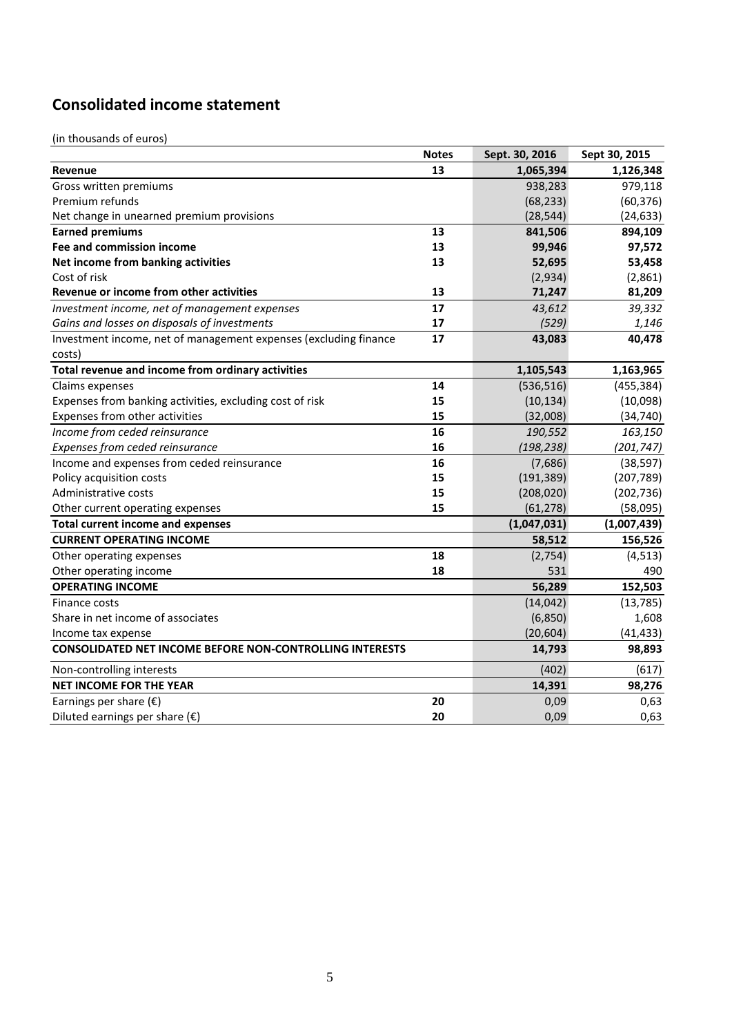## Consolidated income statement

(in thousands of euros)

| | Notes | Sept. 30, 2016 | Sept 30, 2015 |
|---|---|---|---|
| **Revenue** | **13** | **1,065,394** | **1,126,348** |
| Gross written premiums | | 938,283 | 979,118 |
| Premium refunds | | (68,233) | (60,376) |
| Net change in unearned premium provisions | | (28,544) | (24,633) |
| **Earned premiums** | **13** | **841,506** | **894,109** |
| **Fee and commission income** | **13** | **99,946** | **97,572** |
| **Net income from banking activities** | **13** | **52,695** | **53,458** |
| Cost of risk | | (2,934) | (2,861) |
| **Revenue or income from other activities** | **13** | **71,247** | **81,209** |
| *Investment income, net of management expenses* | **17** | *43,612* | *39,332* |
| *Gains and losses on disposals of investments* | **17** | *(529)* | *1,146* |
| Investment income, net of management expenses (excluding finance costs) | **17** | **43,083** | **40,478** |
| **Total revenue and income from ordinary activities** | | **1,105,543** | **1,163,965** |
| Claims expenses | **14** | (536,516) | (455,384) |
| Expenses from banking activities, excluding cost of risk | **15** | (10,134) | (10,098) |
| Expenses from other activities | **15** | (32,008) | (34,740) |
| *Income from ceded reinsurance* | **16** | *190,552* | *163,150* |
| *Expenses from ceded reinsurance* | **16** | *(198,238)* | *(201,747)* |
| Income and expenses from ceded reinsurance | **16** | (7,686) | (38,597) |
| Policy acquisition costs | **15** | (191,389) | (207,789) |
| Administrative costs | **15** | (208,020) | (202,736) |
| Other current operating expenses | **15** | (61,278) | (58,095) |
| **Total current income and expenses** | | **(1,047,031)** | **(1,007,439)** |
| **CURRENT OPERATING INCOME** | | **58,512** | **156,526** |
| Other operating expenses | **18** | (2,754) | (4,513) |
| Other operating income | **18** | 531 | 490 |
| **OPERATING INCOME** | | **56,289** | **152,503** |
| Finance costs | | (14,042) | (13,785) |
| Share in net income of associates | | (6,850) | 1,608 |
| Income tax expense | | (20,604) | (41,433) |
| **CONSOLIDATED NET INCOME BEFORE NON-CONTROLLING INTERESTS** | | **14,793** | **98,893** |
| Non-controlling interests | | (402) | (617) |
| **NET INCOME FOR THE YEAR** | | **14,391** | **98,276** |
| Earnings per share (€) | **20** | 0,09 | 0,63 |
| Diluted earnings per share (€) | **20** | 0,09 | 0,63 |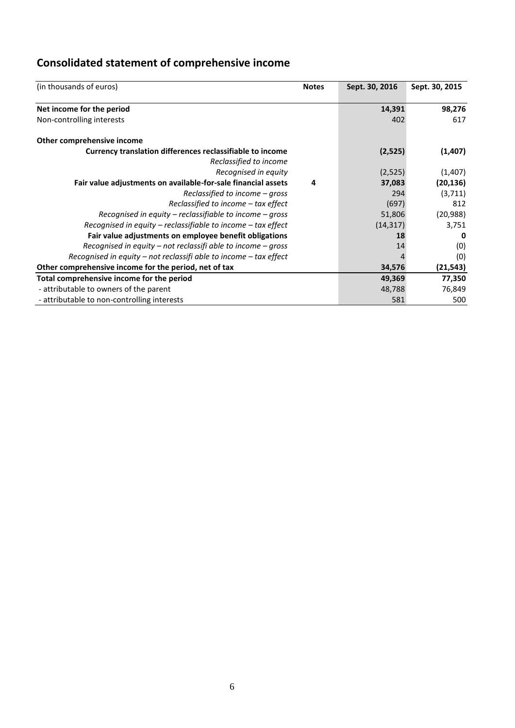## Consolidated statement of comprehensive income

| (in thousands of euros) | Notes | Sept. 30, 2016 | Sept. 30, 2015 |
|---|---|---|---|
| **Net income for the period** | | **14,391** | **98,276** |
| Non-controlling interests | | 402 | 617 |
| **Other comprehensive income** | | | |
| **Currency translation differences reclassifiable to income** | | **(2,525)** | **(1,407)** |
| *Reclassified to income* | | | |
| *Recognised in equity* | | (2,525) | (1,407) |
| **Fair value adjustments on available-for-sale financial assets** | **4** | **37,083** | **(20,136)** |
| *Reclassified to income – gross* | | 294 | (3,711) |
| *Reclassified to income – tax effect* | | (697) | 812 |
| *Recognised in equity – reclassifiable to income – gross* | | 51,806 | (20,988) |
| *Recognised in equity – reclassifiable to income – tax effect* | | (14,317) | 3,751 |
| **Fair value adjustments on employee benefit obligations** | | **18** | **0** |
| *Recognised in equity – not reclassifi able to income – gross* | | 14 | (0) |
| *Recognised in equity – not reclassifi able to income – tax effect* | | 4 | (0) |
| **Other comprehensive income for the period, net of tax** | | **34,576** | **(21,543)** |
| **Total comprehensive income for the period** | | **49,369** | **77,350** |
| - attributable to owners of the parent | | 48,788 | 76,849 |
| - attributable to non-controlling interests | | 581 | 500 |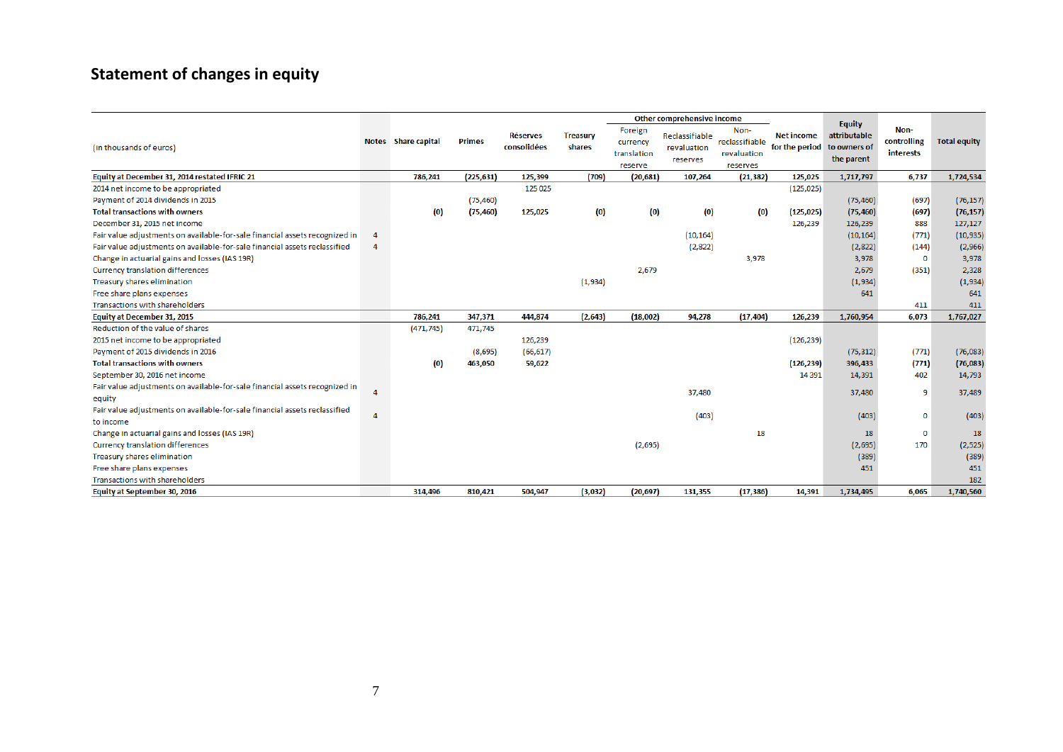## Statement of changes in equity

| (In thousands of euros) | Notes | Share capital | Primes | Réserves consolidées | Treasury shares | Other comprehensive income: Foreign currency translation reserve | Reclassifiable revaluation reserves | Non-reclassifiable revaluation reserves | Net income for the period | Equity attributable to owners of the parent | Non-controlling interests | Total equity |
|---|---|---|---|---|---|---|---|---|---|---|---|---|
| **Equity at December 31, 2014 restated IFRIC 21** | | **786,241** | **(225,631)** | **125,399** | **(709)** | **(20,681)** | **107,264** | **(21,382)** | **125,025** | **1,717,797** | **6,737** | **1,724,534** |
| 2014 net income to be appropriated | | | | 125 025 | | | | | (125,025) | | | |
| Payment of 2014 dividends in 2015 | | | (75,460) | | | | | | | (75,460) | (697) | (76,157) |
| **Total transactions with owners** | | **(0)** | **(75,460)** | **125,025** | **(0)** | **(0)** | **(0)** | **(0)** | **(125,025)** | **(75,460)** | **(697)** | **(76,157)** |
| December 31, 2015 net income | | | | | | | | | 126,239 | 126,239 | 888 | 127,127 |
| Fair value adjustments on available-for-sale financial assets recognized in | 4 | | | | | | (10,164) | | | (10,164) | (771) | (10,935) |
| Fair value adjustments on available-for-sale financial assets reclassified | 4 | | | | | | (2,822) | | | (2,822) | (144) | (2,966) |
| Change in actuarial gains and losses (IAS 19R) | | | | | | | | 3,978 | | 3,978 | 0 | 3,978 |
| Currency translation differences | | | | | | 2,679 | | | | 2,679 | (351) | 2,328 |
| Treasury shares elimination | | | | | (1,934) | | | | | (1,934) | | (1,934) |
| Free share plans expenses | | | | | | | | | | 641 | | 641 |
| Transactions with shareholders | | | | | | | | | | | 411 | 411 |
| **Equity at December 31, 2015** | | **786,241** | **347,371** | **444,874** | **(2,643)** | **(18,002)** | **94,278** | **(17,404)** | **126,239** | **1,760,954** | **6,073** | **1,767,027** |
| Reduction of the value of shares | | (471,745) | 471,745 | | | | | | | | | |
| 2015 net income to be appropriated | | | | 126,239 | | | | | (126,239) | | | |
| Payment of 2015 dividends in 2016 | | | (8,695) | (66,617) | | | | | | (75,312) | (771) | (76,083) |
| **Total transactions with owners** | | **(0)** | **463,050** | **59,622** | | | | | **(126,239)** | **396,433** | **(771)** | **(76,083)** |
| September 30, 2016 net income | | | | | | | | | 14 391 | 14,391 | 402 | 14,793 |
| Fair value adjustments on available-for-sale financial assets recognized in equity | 4 | | | | | | 37,480 | | | 37,480 | 9 | 37,489 |
| Fair value adjustments on available-for-sale financial assets reclassified to income | 4 | | | | | | (403) | | | (403) | 0 | (403) |
| Change in actuarial gains and losses (IAS 19R) | | | | | | | | 18 | | 18 | 0 | 18 |
| Currency translation differences | | | | | | (2,695) | | | | (2,695) | 170 | (2,525) |
| Treasury shares elimination | | | | | | | | | | (389) | | (389) |
| Free share plans expenses | | | | | | | | | | 451 | | 451 |
| Transactions with shareholders | | | | | | | | | | | | 182 |
| **Equity at September 30, 2016** | | **314,496** | **810,421** | **504,947** | **(3,032)** | **(20,697)** | **131,355** | **(17,386)** | **14,391** | **1,734,495** | **6,065** | **1,740,560** |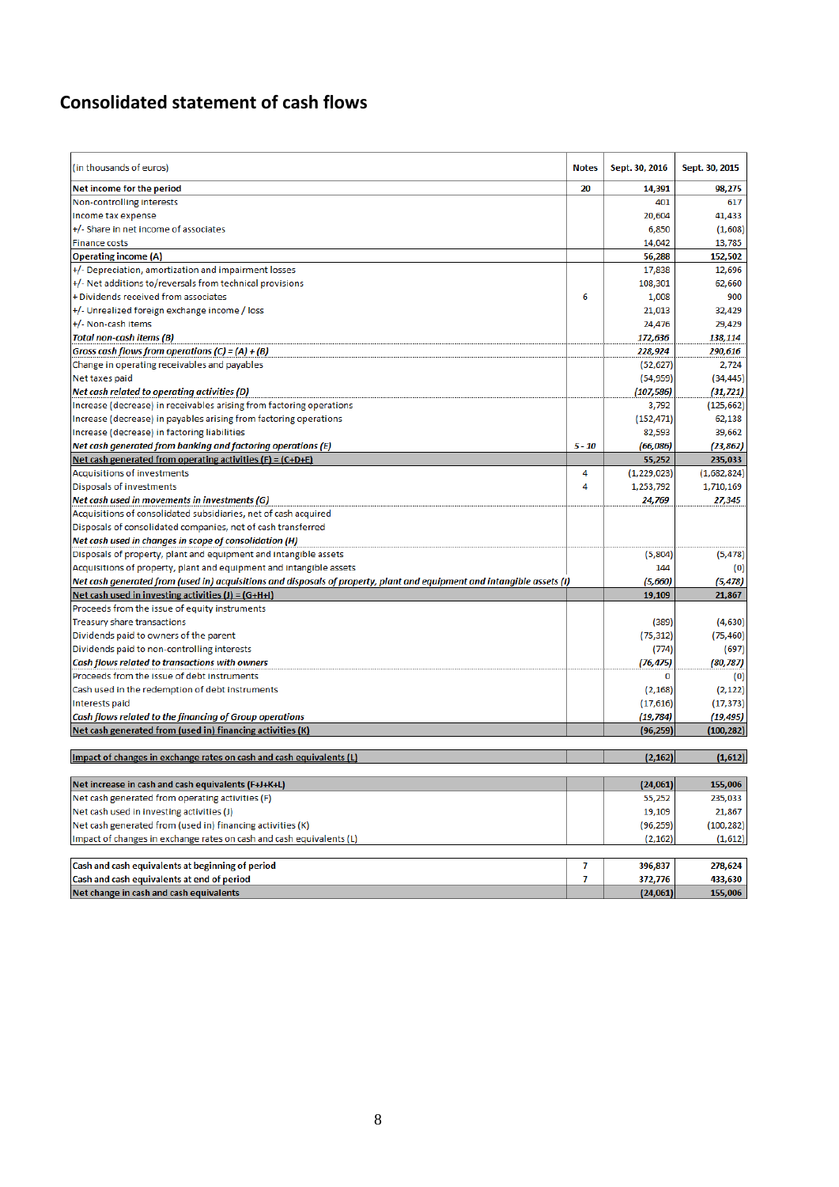# Consolidated statement of cash flows

| (in thousands of euros) | Notes | Sept. 30, 2016 | Sept. 30, 2015 |
|---|---|---|---|
| **Net income for the period** | **20** | **14,391** | **98,275** |
| Non-controlling interests | | 401 | 617 |
| Income tax expense | | 20,604 | 41,433 |
| +/- Share in net income of associates | | 6,850 | (1,608) |
| Finance costs | | 14,042 | 13,785 |
| **Operating income (A)** | | **56,288** | **152,502** |
| +/- Depreciation, amortization and impairment losses | | 17,838 | 12,696 |
| +/- Net additions to/reversals from technical provisions | | 108,301 | 62,660 |
| + Dividends received from associates | 6 | 1,008 | 900 |
| +/- Unrealized foreign exchange income / loss | | 21,013 | 32,429 |
| +/- Non-cash items | | 24,476 | 29,429 |
| ***Total non-cash items (B)*** | | ***172,636*** | ***138,114*** |
| ***Gross cash flows from operations (C) = (A) + (B)*** | | ***228,924*** | ***290,616*** |
| Change in operating receivables and payables | | (52,627) | 2,724 |
| Net taxes paid | | (54,959) | (34,445) |
| ***Net cash related to operating activities (D)*** | | ***(107,586)*** | ***(31,721)*** |
| Increase (decrease) in receivables arising from factoring operations | | 3,792 | (125,662) |
| Increase (decrease) in payables arising from factoring operations | | (152,471) | 62,138 |
| Increase (decrease) in factoring liabilities | | 82,593 | 39,662 |
| ***Net cash generated from banking and factoring operations (E)*** | 5 - 10 | ***(66,086)*** | ***(23,862)*** |
| **Net cash generated from operating activities (F) = (C+D+E)** | | **55,252** | **235,033** |
| Acquisitions of investments | 4 | (1,229,023) | (1,682,824) |
| Disposals of investments | 4 | 1,253,792 | 1,710,169 |
| ***Net cash used in movements in investments (G)*** | | ***24,769*** | ***27,345*** |
| Acquisitions of consolidated subsidiaries, net of cash acquired | | | |
| Disposals of consolidated companies, net of cash transferred | | | |
| ***Net cash used in changes in scope of consolidation (H)*** | | | |
| Disposals of property, plant and equipment and intangible assets | | (5,804) | (5,478) |
| Acquisitions of property, plant and equipment and intangible assets | | 144 | (0) |
| ***Net cash generated from (used in) acquisitions and disposals of property, plant and equipment and intangible assets (I)*** | | ***(5,660)*** | ***(5,478)*** |
| **Net cash used in investing activities (J) = (G+H+I)** | | **19,109** | **21,867** |
| Proceeds from the issue of equity instruments | | | |
| Treasury share transactions | | (389) | (4,630) |
| Dividends paid to owners of the parent | | (75,312) | (75,460) |
| Dividends paid to non-controlling interests | | (774) | (697) |
| ***Cash flows related to transactions with owners*** | | ***(76,475)*** | ***(80,787)*** |
| Proceeds from the issue of debt instruments | | 0 | (0) |
| Cash used in the redemption of debt instruments | | (2,168) | (2,122) |
| Interests paid | | (17,616) | (17,373) |
| ***Cash flows related to the financing of Group operations*** | | ***(19,784)*** | ***(19,495)*** |
| **Net cash generated from (used in) financing activities (K)** | | **(96,259)** | **(100,282)** |
| | | | |
| **Impact of changes in exchange rates on cash and cash equivalents (L)** | | **(2,162)** | **(1,612)** |
| | | | |
| **Net increase in cash and cash equivalents (F+J+K+L)** | | **(24,061)** | **155,006** |
| Net cash generated from operating activities (F) | | 55,252 | 235,033 |
| Net cash used in investing activities (J) | | 19,109 | 21,867 |
| Net cash generated from (used in) financing activities (K) | | (96,259) | (100,282) |
| Impact of changes in exchange rates on cash and cash equivalents (L) | | (2,162) | (1,612) |
| | | | |
| **Cash and cash equivalents at beginning of period** | **7** | **396,837** | **278,624** |
| **Cash and cash equivalents at end of period** | **7** | **372,776** | **433,630** |
| **Net change in cash and cash equivalents** | | **(24,061)** | **155,006** |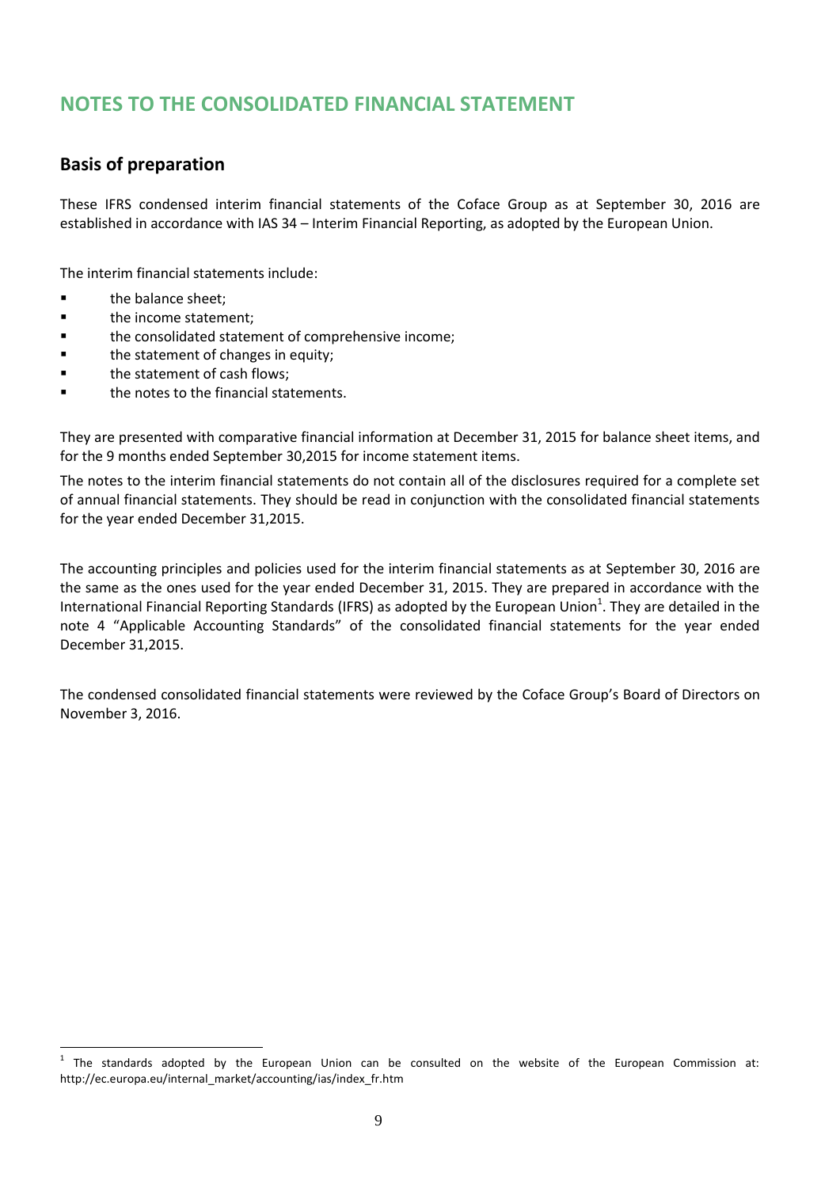# NOTES TO THE CONSOLIDATED FINANCIAL STATEMENT

## Basis of preparation

These IFRS condensed interim financial statements of the Coface Group as at September 30, 2016 are established in accordance with IAS 34 – Interim Financial Reporting, as adopted by the European Union.

The interim financial statements include:

- the balance sheet;
- the income statement;
- the consolidated statement of comprehensive income;
- the statement of changes in equity;
- the statement of cash flows;
- the notes to the financial statements.

They are presented with comparative financial information at December 31, 2015 for balance sheet items, and for the 9 months ended September 30,2015 for income statement items.

The notes to the interim financial statements do not contain all of the disclosures required for a complete set of annual financial statements. They should be read in conjunction with the consolidated financial statements for the year ended December 31,2015.

The accounting principles and policies used for the interim financial statements as at September 30, 2016 are the same as the ones used for the year ended December 31, 2015. They are prepared in accordance with the International Financial Reporting Standards (IFRS) as adopted by the European Union[1]. They are detailed in the note 4 "Applicable Accounting Standards" of the consolidated financial statements for the year ended December 31,2015.

The condensed consolidated financial statements were reviewed by the Coface Group's Board of Directors on November 3, 2016.

[1] The standards adopted by the European Union can be consulted on the website of the European Commission at: http://ec.europa.eu/internal_market/accounting/ias/index_fr.htm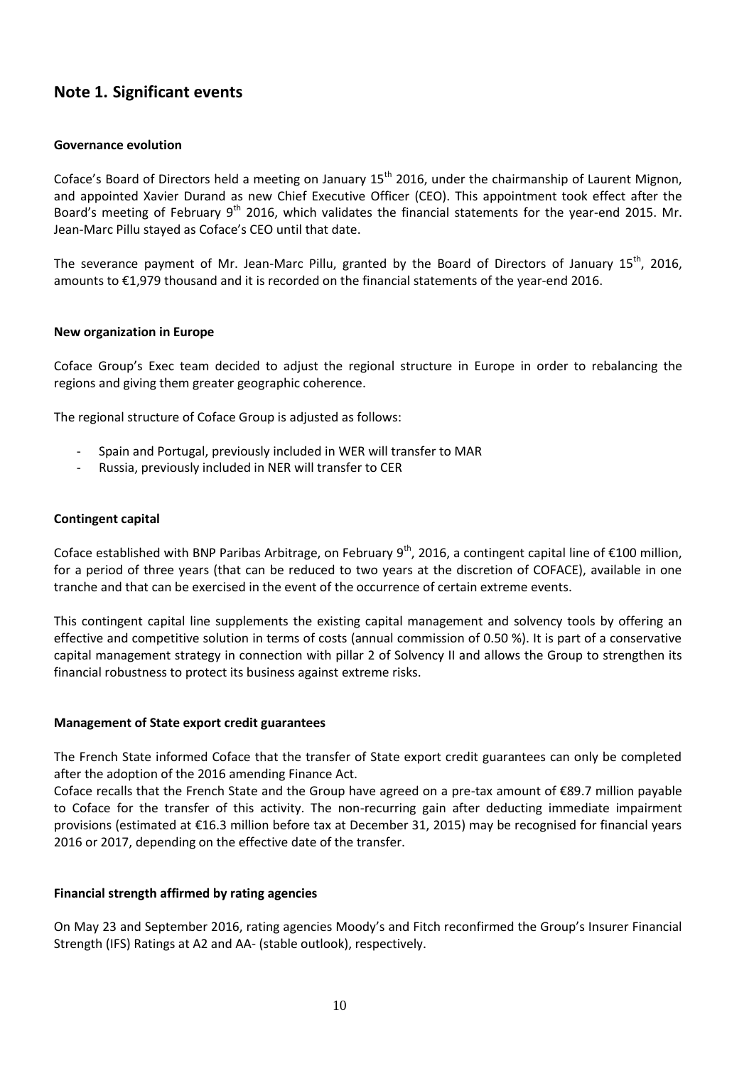## Note 1. Significant events

**Governance evolution**

Coface's Board of Directors held a meeting on January 15th 2016, under the chairmanship of Laurent Mignon, and appointed Xavier Durand as new Chief Executive Officer (CEO). This appointment took effect after the Board's meeting of February 9th 2016, which validates the financial statements for the year-end 2015. Mr. Jean-Marc Pillu stayed as Coface's CEO until that date.

The severance payment of Mr. Jean-Marc Pillu, granted by the Board of Directors of January 15th, 2016, amounts to €1,979 thousand and it is recorded on the financial statements of the year-end 2016.

**New organization in Europe**

Coface Group's Exec team decided to adjust the regional structure in Europe in order to rebalancing the regions and giving them greater geographic coherence.

The regional structure of Coface Group is adjusted as follows:

- Spain and Portugal, previously included in WER will transfer to MAR
- Russia, previously included in NER will transfer to CER

**Contingent capital**

Coface established with BNP Paribas Arbitrage, on February 9th, 2016, a contingent capital line of €100 million, for a period of three years (that can be reduced to two years at the discretion of COFACE), available in one tranche and that can be exercised in the event of the occurrence of certain extreme events.

This contingent capital line supplements the existing capital management and solvency tools by offering an effective and competitive solution in terms of costs (annual commission of 0.50 %). It is part of a conservative capital management strategy in connection with pillar 2 of Solvency II and allows the Group to strengthen its financial robustness to protect its business against extreme risks.

**Management of State export credit guarantees**

The French State informed Coface that the transfer of State export credit guarantees can only be completed after the adoption of the 2016 amending Finance Act.
Coface recalls that the French State and the Group have agreed on a pre-tax amount of €89.7 million payable to Coface for the transfer of this activity. The non-recurring gain after deducting immediate impairment provisions (estimated at €16.3 million before tax at December 31, 2015) may be recognised for financial years 2016 or 2017, depending on the effective date of the transfer.

**Financial strength affirmed by rating agencies**

On May 23 and September 2016, rating agencies Moody's and Fitch reconfirmed the Group's Insurer Financial Strength (IFS) Ratings at A2 and AA- (stable outlook), respectively.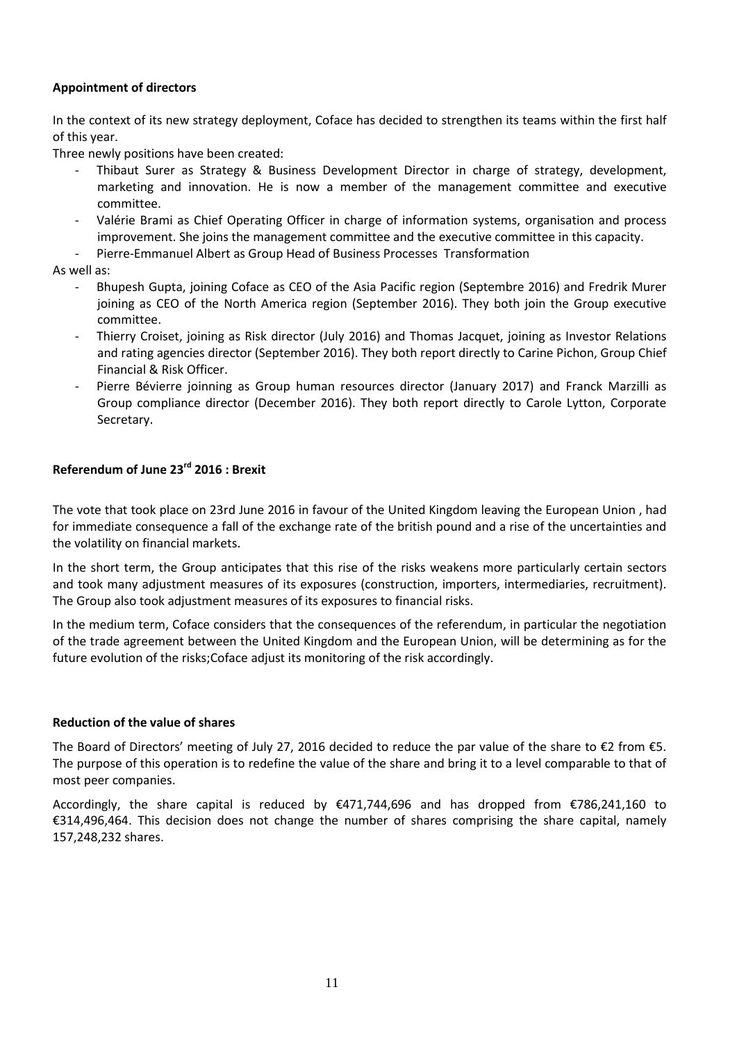**Appointment of directors**

In the context of its new strategy deployment, Coface has decided to strengthen its teams within the first half of this year.

Three newly positions have been created:

- Thibaut Surer as Strategy & Business Development Director in charge of strategy, development, marketing and innovation. He is now a member of the management committee and executive committee.
- Valérie Brami as Chief Operating Officer in charge of information systems, organisation and process improvement. She joins the management committee and the executive committee in this capacity.
- Pierre-Emmanuel Albert as Group Head of Business Processes Transformation

As well as:

- Bhupesh Gupta, joining Coface as CEO of the Asia Pacific region (Septembre 2016) and Fredrik Murer joining as CEO of the North America region (September 2016). They both join the Group executive committee.
- Thierry Croiset, joining as Risk director (July 2016) and Thomas Jacquet, joining as Investor Relations and rating agencies director (September 2016). They both report directly to Carine Pichon, Group Chief Financial & Risk Officer.
- Pierre Bévierre joinning as Group human resources director (January 2017) and Franck Marzilli as Group compliance director (December 2016). They both report directly to Carole Lytton, Corporate Secretary.

**Referendum of June 23rd 2016 : Brexit**

The vote that took place on 23rd June 2016 in favour of the United Kingdom leaving the European Union , had for immediate consequence a fall of the exchange rate of the british pound and a rise of the uncertainties and the volatility on financial markets.

In the short term, the Group anticipates that this rise of the risks weakens more particularly certain sectors and took many adjustment measures of its exposures (construction, importers, intermediaries, recruitment). The Group also took adjustment measures of its exposures to financial risks.

In the medium term, Coface considers that the consequences of the referendum, in particular the negotiation of the trade agreement between the United Kingdom and the European Union, will be determining as for the future evolution of the risks;Coface adjust its monitoring of the risk accordingly.

**Reduction of the value of shares**

The Board of Directors' meeting of July 27, 2016 decided to reduce the par value of the share to €2 from €5. The purpose of this operation is to redefine the value of the share and bring it to a level comparable to that of most peer companies.

Accordingly, the share capital is reduced by €471,744,696 and has dropped from €786,241,160 to €314,496,464. This decision does not change the number of shares comprising the share capital, namely 157,248,232 shares.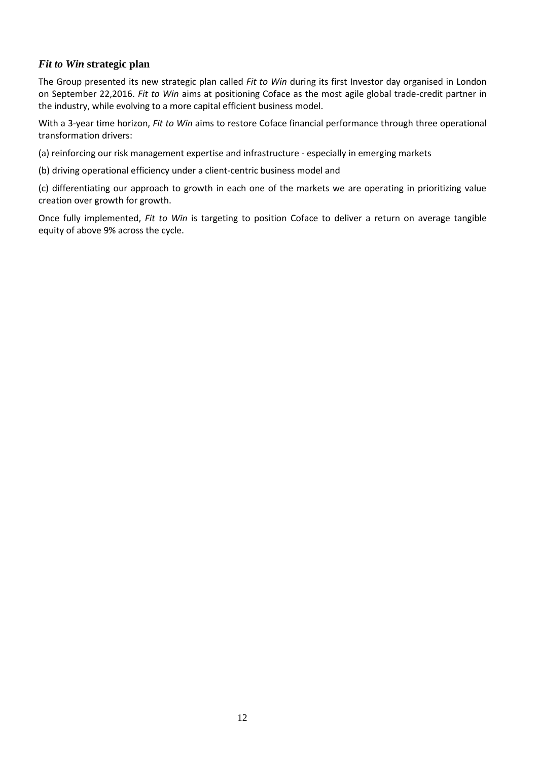## *Fit to Win* strategic plan

The Group presented its new strategic plan called *Fit to Win* during its first Investor day organised in London on September 22,2016. *Fit to Win* aims at positioning Coface as the most agile global trade-credit partner in the industry, while evolving to a more capital efficient business model.

With a 3-year time horizon, *Fit to Win* aims to restore Coface financial performance through three operational transformation drivers:

(a) reinforcing our risk management expertise and infrastructure - especially in emerging markets

(b) driving operational efficiency under a client-centric business model and

(c) differentiating our approach to growth in each one of the markets we are operating in prioritizing value creation over growth for growth.

Once fully implemented, *Fit to Win* is targeting to position Coface to deliver a return on average tangible equity of above 9% across the cycle.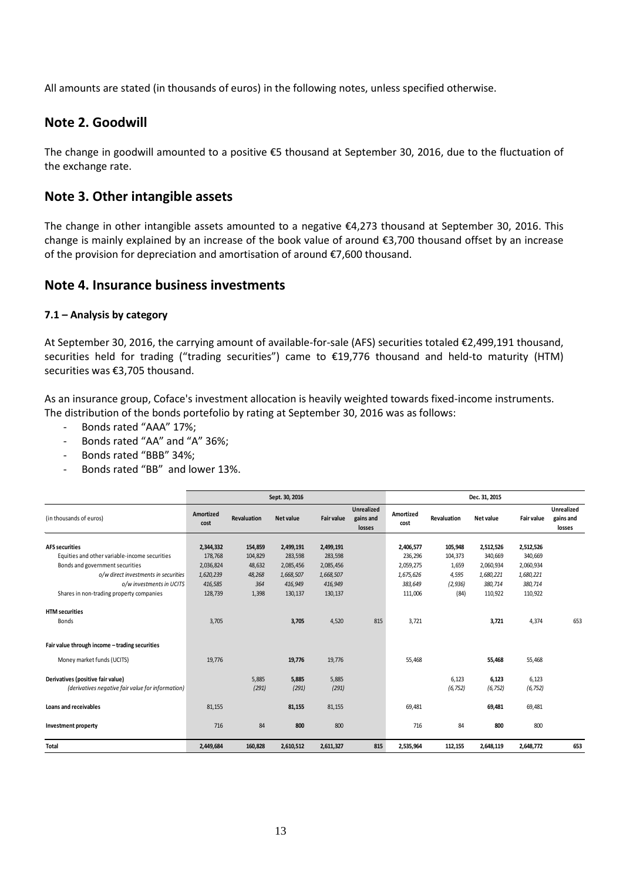All amounts are stated (in thousands of euros) in the following notes, unless specified otherwise.

## Note 2. Goodwill

The change in goodwill amounted to a positive €5 thousand at September 30, 2016, due to the fluctuation of the exchange rate.

## Note 3. Other intangible assets

The change in other intangible assets amounted to a negative €4,273 thousand at September 30, 2016. This change is mainly explained by an increase of the book value of around €3,700 thousand offset by an increase of the provision for depreciation and amortisation of around €7,600 thousand.

## Note 4. Insurance business investments

### 7.1 – Analysis by category

At September 30, 2016, the carrying amount of available-for-sale (AFS) securities totaled €2,499,191 thousand, securities held for trading ("trading securities") came to €19,776 thousand and held-to maturity (HTM) securities was €3,705 thousand.

As an insurance group, Coface's investment allocation is heavily weighted towards fixed-income instruments. The distribution of the bonds portefolio by rating at September 30, 2016 was as follows:

- Bonds rated "AAA" 17%;
- Bonds rated "AA" and "A" 36%;
- Bonds rated "BBB" 34%;
- Bonds rated "BB" and lower 13%.

| (in thousands of euros) | Sept. 30, 2016 | | | | | Dec. 31, 2015 | | | | |
|---|---|---|---|---|---|---|---|---|---|---|
| | Amortized cost | Revaluation | Net value | Fair value | Unrealized gains and losses | Amortized cost | Revaluation | Net value | Fair value | Unrealized gains and losses |
| **AFS securities** | **2,344,332** | **154,859** | **2,499,191** | **2,499,191** | | **2,406,577** | **105,948** | **2,512,526** | **2,512,526** | |
| Equities and other variable-income securities | 178,768 | 104,829 | 283,598 | 283,598 | | 236,296 | 104,373 | 340,669 | 340,669 | |
| Bonds and government securities | 2,036,824 | 48,632 | 2,085,456 | 2,085,456 | | 2,059,275 | 1,659 | 2,060,934 | 2,060,934 | |
| *o/w direct investments in securities* | *1,620,239* | *48,268* | *1,668,507* | *1,668,507* | | *1,675,626* | *4,595* | *1,680,221* | *1,680,221* | |
| *o/w investments in UCITS* | *416,585* | *364* | *416,949* | *416,949* | | *383,649* | *(2,936)* | *380,714* | *380,714* | |
| Shares in non-trading property companies | 128,739 | 1,398 | 130,137 | 130,137 | | 111,006 | (84) | 110,922 | 110,922 | |
| **HTM securities** | | | | | | | | | | |
| Bonds | 3,705 | | **3,705** | 4,520 | 815 | 3,721 | | **3,721** | 4,374 | 653 |
| **Fair value through income – trading securities** | | | | | | | | | | |
| Money market funds (UCITS) | 19,776 | | **19,776** | 19,776 | | 55,468 | | **55,468** | 55,468 | |
| **Derivatives (positive fair value)** | | 5,885 | **5,885** | 5,885 | | | 6,123 | **6,123** | 6,123 | |
| *(derivatives negative fair value for information)* | | *(291)* | *(291)* | *(291)* | | | *(6,752)* | *(6,752)* | *(6,752)* | |
| **Loans and receivables** | 81,155 | | **81,155** | 81,155 | | 69,481 | | **69,481** | 69,481 | |
| **Investment property** | 716 | 84 | **800** | 800 | | 716 | 84 | **800** | 800 | |
| **Total** | **2,449,684** | **160,828** | **2,610,512** | **2,611,327** | **815** | **2,535,964** | **112,155** | **2,648,119** | **2,648,772** | **653** |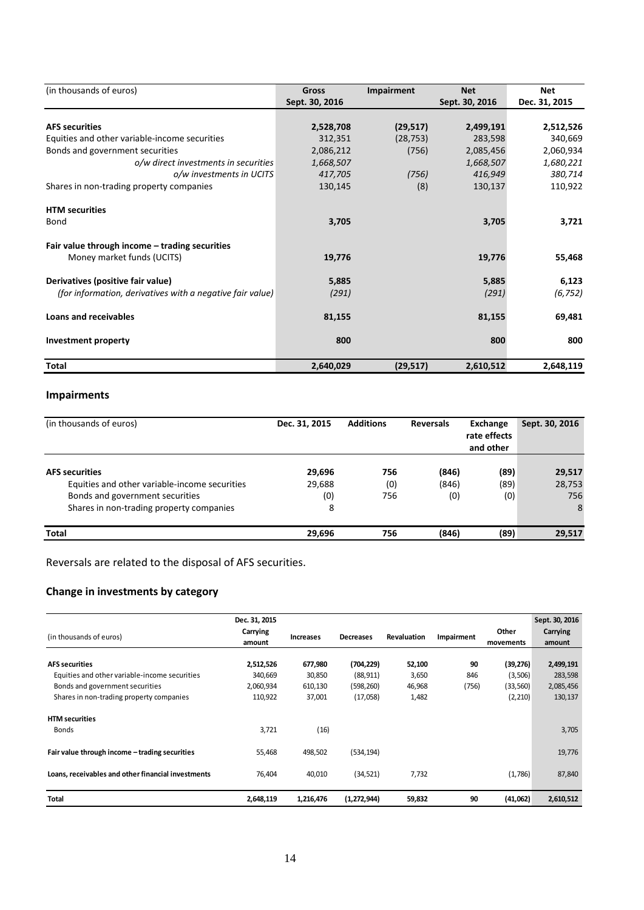| (in thousands of euros) | Gross Sept. 30, 2016 | Impairment | Net Sept. 30, 2016 | Net Dec. 31, 2015 |
|---|---|---|---|---|
| **AFS securities** | **2,528,708** | **(29,517)** | **2,499,191** | **2,512,526** |
| Equities and other variable-income securities | 312,351 | (28,753) | 283,598 | 340,669 |
| Bonds and government securities | 2,086,212 | (756) | 2,085,456 | 2,060,934 |
| *o/w direct investments in securities* | *1,668,507* | | *1,668,507* | *1,680,221* |
| *o/w investments in UCITS* | *417,705* | *(756)* | *416,949* | *380,714* |
| Shares in non-trading property companies | 130,145 | (8) | 130,137 | 110,922 |
| **HTM securities** | | | | |
| Bond | **3,705** | | **3,705** | **3,721** |
| **Fair value through income – trading securities** | | | | |
| Money market funds (UCITS) | **19,776** | | **19,776** | **55,468** |
| **Derivatives (positive fair value)** | **5,885** | | **5,885** | **6,123** |
| *(for information, derivatives with a negative fair value)* | *(291)* | | *(291)* | *(6,752)* |
| **Loans and receivables** | **81,155** | | **81,155** | **69,481** |
| **Investment property** | **800** | | **800** | **800** |
| **Total** | **2,640,029** | **(29,517)** | **2,610,512** | **2,648,119** |

## Impairments

| (in thousands of euros) | Dec. 31, 2015 | Additions | Reversals | Exchange rate effects and other | Sept. 30, 2016 |
|---|---|---|---|---|---|
| **AFS securities** | **29,696** | **756** | **(846)** | **(89)** | **29,517** |
| Equities and other variable-income securities | 29,688 | (0) | (846) | (89) | 28,753 |
| Bonds and government securities | (0) | 756 | (0) | (0) | 756 |
| Shares in non-trading property companies | 8 | | | | 8 |
| **Total** | **29,696** | **756** | **(846)** | **(89)** | **29,517** |

Reversals are related to the disposal of AFS securities.

## Change in investments by category

| (in thousands of euros) | Dec. 31, 2015 Carrying amount | Increases | Decreases | Revaluation | Impairment | Other movements | Sept. 30, 2016 Carrying amount |
|---|---|---|---|---|---|---|---|
| **AFS securities** | **2,512,526** | **677,980** | **(704,229)** | **52,100** | **90** | **(39,276)** | **2,499,191** |
| Equities and other variable-income securities | 340,669 | 30,850 | (88,911) | 3,650 | 846 | (3,506) | 283,598 |
| Bonds and government securities | 2,060,934 | 610,130 | (598,260) | 46,968 | (756) | (33,560) | 2,085,456 |
| Shares in non-trading property companies | 110,922 | 37,001 | (17,058) | 1,482 | | (2,210) | 130,137 |
| **HTM securities** | | | | | | | |
| Bonds | 3,721 | (16) | | | | | 3,705 |
| **Fair value through income – trading securities** | 55,468 | 498,502 | (534,194) | | | | 19,776 |
| **Loans, receivables and other financial investments** | 76,404 | 40,010 | (34,521) | 7,732 | | (1,786) | 87,840 |
| **Total** | **2,648,119** | **1,216,476** | **(1,272,944)** | **59,832** | **90** | **(41,062)** | **2,610,512** |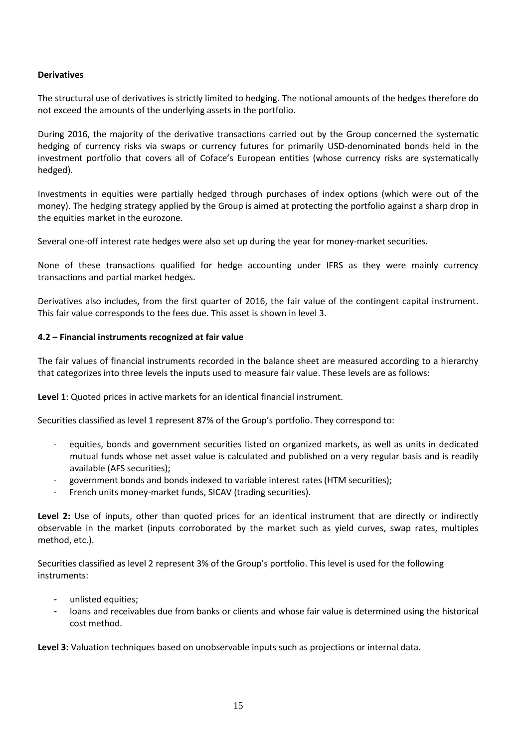**Derivatives**

The structural use of derivatives is strictly limited to hedging. The notional amounts of the hedges therefore do not exceed the amounts of the underlying assets in the portfolio.

During 2016, the majority of the derivative transactions carried out by the Group concerned the systematic hedging of currency risks via swaps or currency futures for primarily USD-denominated bonds held in the investment portfolio that covers all of Coface's European entities (whose currency risks are systematically hedged).

Investments in equities were partially hedged through purchases of index options (which were out of the money). The hedging strategy applied by the Group is aimed at protecting the portfolio against a sharp drop in the equities market in the eurozone.

Several one-off interest rate hedges were also set up during the year for money-market securities.

None of these transactions qualified for hedge accounting under IFRS as they were mainly currency transactions and partial market hedges.

Derivatives also includes, from the first quarter of 2016, the fair value of the contingent capital instrument. This fair value corresponds to the fees due. This asset is shown in level 3.

**4.2 – Financial instruments recognized at fair value**

The fair values of financial instruments recorded in the balance sheet are measured according to a hierarchy that categorizes into three levels the inputs used to measure fair value. These levels are as follows:

**Level 1**: Quoted prices in active markets for an identical financial instrument.

Securities classified as level 1 represent 87% of the Group's portfolio. They correspond to:

- equities, bonds and government securities listed on organized markets, as well as units in dedicated mutual funds whose net asset value is calculated and published on a very regular basis and is readily available (AFS securities);
- government bonds and bonds indexed to variable interest rates (HTM securities);
- French units money-market funds, SICAV (trading securities).

**Level 2:** Use of inputs, other than quoted prices for an identical instrument that are directly or indirectly observable in the market (inputs corroborated by the market such as yield curves, swap rates, multiples method, etc.).

Securities classified as level 2 represent 3% of the Group's portfolio. This level is used for the following instruments:

- unlisted equities;
- loans and receivables due from banks or clients and whose fair value is determined using the historical cost method.

**Level 3:** Valuation techniques based on unobservable inputs such as projections or internal data.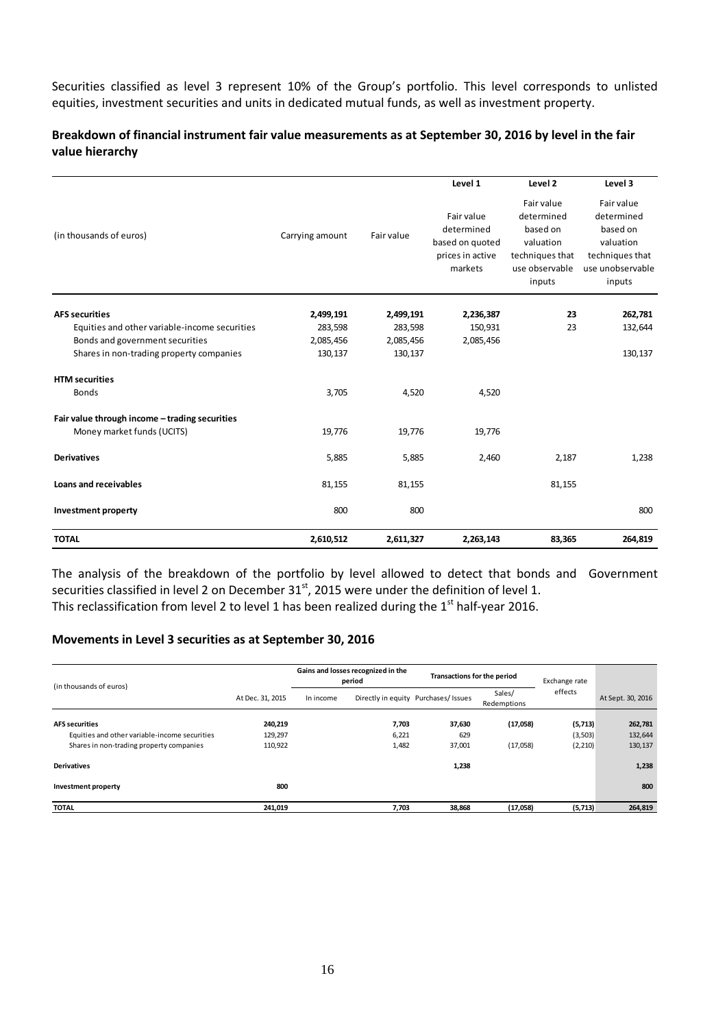Securities classified as level 3 represent 10% of the Group's portfolio. This level corresponds to unlisted equities, investment securities and units in dedicated mutual funds, as well as investment property.

**Breakdown of financial instrument fair value measurements as at September 30, 2016 by level in the fair value hierarchy**

| (in thousands of euros) | Carrying amount | Fair value | Level 1 | Level 2 | Level 3 |
|---|---|---|---|---|---|
| | | | Fair value determined based on quoted prices in active markets | Fair value determined based on valuation techniques that use observable inputs | Fair value determined based on valuation techniques that use unobservable inputs |
| **AFS securities** | **2,499,191** | **2,499,191** | **2,236,387** | **23** | **262,781** |
| Equities and other variable-income securities | 283,598 | 283,598 | 150,931 | 23 | 132,644 |
| Bonds and government securities | 2,085,456 | 2,085,456 | 2,085,456 | | |
| Shares in non-trading property companies | 130,137 | 130,137 | | | 130,137 |
| **HTM securities** | | | | | |
| Bonds | 3,705 | 4,520 | 4,520 | | |
| **Fair value through income – trading securities** | | | | | |
| Money market funds (UCITS) | 19,776 | 19,776 | 19,776 | | |
| **Derivatives** | 5,885 | 5,885 | 2,460 | 2,187 | 1,238 |
| **Loans and receivables** | 81,155 | 81,155 | | 81,155 | |
| **Investment property** | 800 | 800 | | | 800 |
| **TOTAL** | **2,610,512** | **2,611,327** | **2,263,143** | **83,365** | **264,819** |

The analysis of the breakdown of the portfolio by level allowed to detect that bonds and Government securities classified in level 2 on December 31st, 2015 were under the definition of level 1.
This reclassification from level 2 to level 1 has been realized during the 1st half-year 2016.

**Movements in Level 3 securities as at September 30, 2016**

| (in thousands of euros) | | Gains and losses recognized in the period | | Transactions for the period | | Exchange rate effects | |
|---|---|---|---|---|---|---|---|
| | At Dec. 31, 2015 | In income | Directly in equity | Purchases/ Issues | Sales/ Redemptions | | At Sept. 30, 2016 |
| **AFS securities** | **240,219** | | **7,703** | **37,630** | **(17,058)** | **(5,713)** | **262,781** |
| Equities and other variable-income securities | 129,297 | | 6,221 | 629 | | (3,503) | 132,644 |
| Shares in non-trading property companies | 110,922 | | 1,482 | 37,001 | (17,058) | (2,210) | 130,137 |
| **Derivatives** | | | | **1,238** | | | **1,238** |
| **Investment property** | **800** | | | | | | **800** |
| **TOTAL** | **241,019** | | **7,703** | **38,868** | **(17,058)** | **(5,713)** | **264,819** |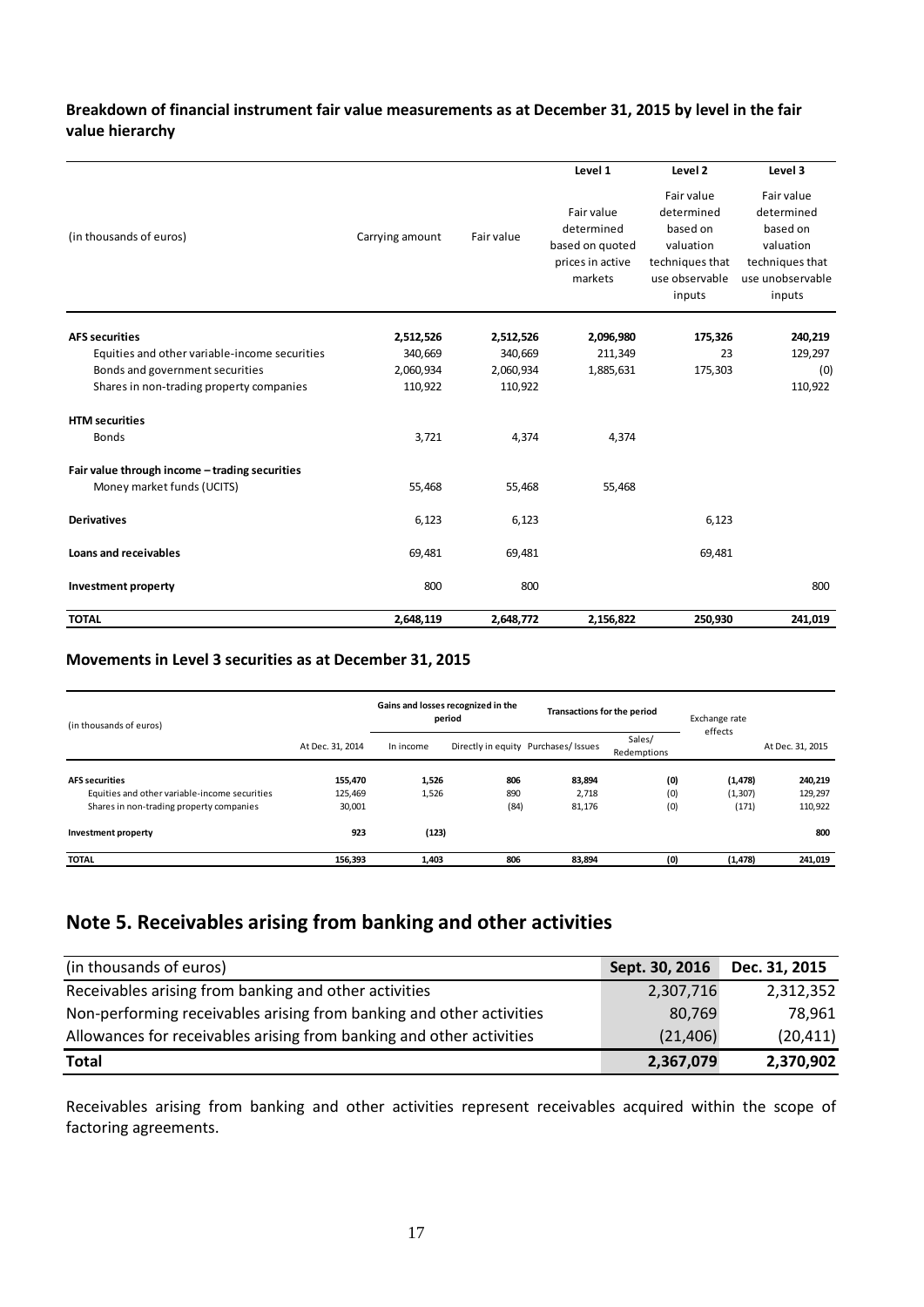**Breakdown of financial instrument fair value measurements as at December 31, 2015 by level in the fair value hierarchy**

| (in thousands of euros) | Carrying amount | Fair value | Level 1<br>Fair value determined based on quoted prices in active markets | Level 2<br>Fair value determined based on valuation techniques that use observable inputs | Level 3<br>Fair value determined based on valuation techniques that use unobservable inputs |
|---|---|---|---|---|---|
| **AFS securities** | **2,512,526** | **2,512,526** | **2,096,980** | **175,326** | **240,219** |
| Equities and other variable-income securities | 340,669 | 340,669 | 211,349 | 23 | 129,297 |
| Bonds and government securities | 2,060,934 | 2,060,934 | 1,885,631 | 175,303 | (0) |
| Shares in non-trading property companies | 110,922 | 110,922 | | | 110,922 |
| **HTM securities** | | | | | |
| Bonds | 3,721 | 4,374 | 4,374 | | |
| **Fair value through income – trading securities** | | | | | |
| Money market funds (UCITS) | 55,468 | 55,468 | 55,468 | | |
| **Derivatives** | 6,123 | 6,123 | | 6,123 | |
| **Loans and receivables** | 69,481 | 69,481 | | 69,481 | |
| **Investment property** | 800 | 800 | | | 800 |
| **TOTAL** | **2,648,119** | **2,648,772** | **2,156,822** | **250,930** | **241,019** |

**Movements in Level 3 securities as at December 31, 2015**

| (in thousands of euros) | | Gains and losses recognized in the period | | Transactions for the period | | Exchange rate effects | |
|---|---|---|---|---|---|---|---|
| | At Dec. 31, 2014 | In income | Directly in equity | Purchases/ Issues | Sales/ Redemptions | | At Dec. 31, 2015 |
| **AFS securities** | **155,470** | **1,526** | **806** | **83,894** | **(0)** | **(1,478)** | **240,219** |
| Equities and other variable-income securities | 125,469 | 1,526 | 890 | 2,718 | (0) | (1,307) | 129,297 |
| Shares in non-trading property companies | 30,001 | | (84) | 81,176 | (0) | (171) | 110,922 |
| **Investment property** | **923** | **(123)** | | | | | **800** |
| **TOTAL** | **156,393** | **1,403** | **806** | **83,894** | **(0)** | **(1,478)** | **241,019** |

## Note 5. Receivables arising from banking and other activities

| (in thousands of euros) | Sept. 30, 2016 | Dec. 31, 2015 |
|---|---|---|
| Receivables arising from banking and other activities | 2,307,716 | 2,312,352 |
| Non-performing receivables arising from banking and other activities | 80,769 | 78,961 |
| Allowances for receivables arising from banking and other activities | (21,406) | (20,411) |
| **Total** | **2,367,079** | **2,370,902** |

Receivables arising from banking and other activities represent receivables acquired within the scope of factoring agreements.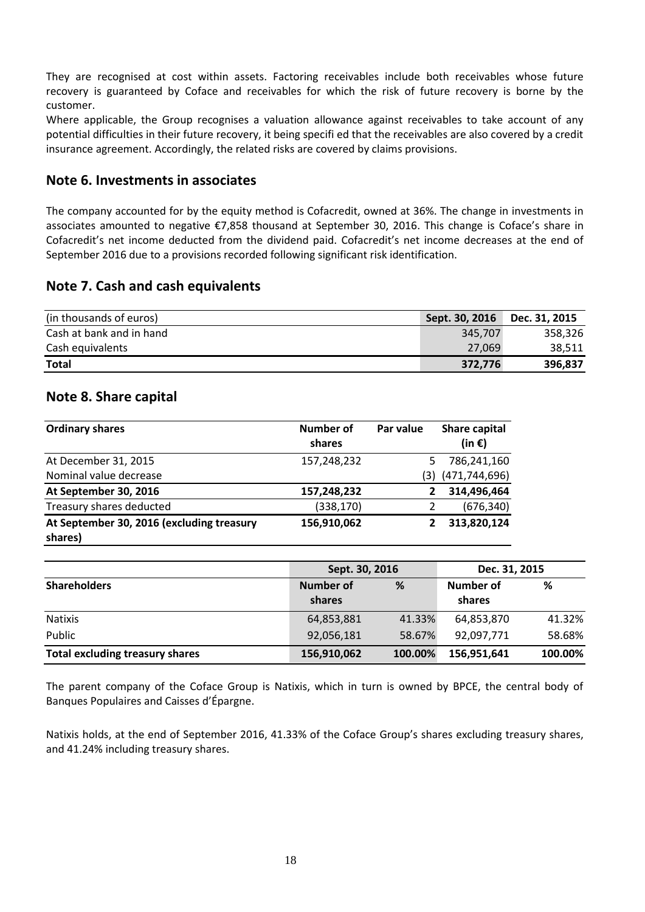They are recognised at cost within assets. Factoring receivables include both receivables whose future recovery is guaranteed by Coface and receivables for which the risk of future recovery is borne by the customer.

Where applicable, the Group recognises a valuation allowance against receivables to take account of any potential difficulties in their future recovery, it being specifi ed that the receivables are also covered by a credit insurance agreement. Accordingly, the related risks are covered by claims provisions.

## Note 6. Investments in associates

The company accounted for by the equity method is Cofacredit, owned at 36%. The change in investments in associates amounted to negative €7,858 thousand at September 30, 2016. This change is Coface's share in Cofacredit's net income deducted from the dividend paid. Cofacredit's net income decreases at the end of September 2016 due to a provisions recorded following significant risk identification.

## Note 7. Cash and cash equivalents

| (in thousands of euros) | Sept. 30, 2016 | Dec. 31, 2015 |
|---|---|---|
| Cash at bank and in hand | 345,707 | 358,326 |
| Cash equivalents | 27,069 | 38,511 |
| **Total** | **372,776** | **396,837** |

## Note 8. Share capital

| Ordinary shares | Number of shares | Par value | Share capital (in €) |
|---|---|---|---|
| At December 31, 2015 | 157,248,232 | 5 | 786,241,160 |
| Nominal value decrease | | (3) | (471,744,696) |
| **At September 30, 2016** | **157,248,232** | **2** | **314,496,464** |
| Treasury shares deducted | (338,170) | 2 | (676,340) |
| **At September 30, 2016 (excluding treasury shares)** | **156,910,062** | **2** | **313,820,124** |

| | Sept. 30, 2016 | | Dec. 31, 2015 | |
|---|---|---|---|---|
| **Shareholders** | **Number of shares** | **%** | **Number of shares** | **%** |
| Natixis | 64,853,881 | 41.33% | 64,853,870 | 41.32% |
| Public | 92,056,181 | 58.67% | 92,097,771 | 58.68% |
| **Total excluding treasury shares** | **156,910,062** | **100.00%** | **156,951,641** | **100.00%** |

The parent company of the Coface Group is Natixis, which in turn is owned by BPCE, the central body of Banques Populaires and Caisses d'Épargne.

Natixis holds, at the end of September 2016, 41.33% of the Coface Group's shares excluding treasury shares, and 41.24% including treasury shares.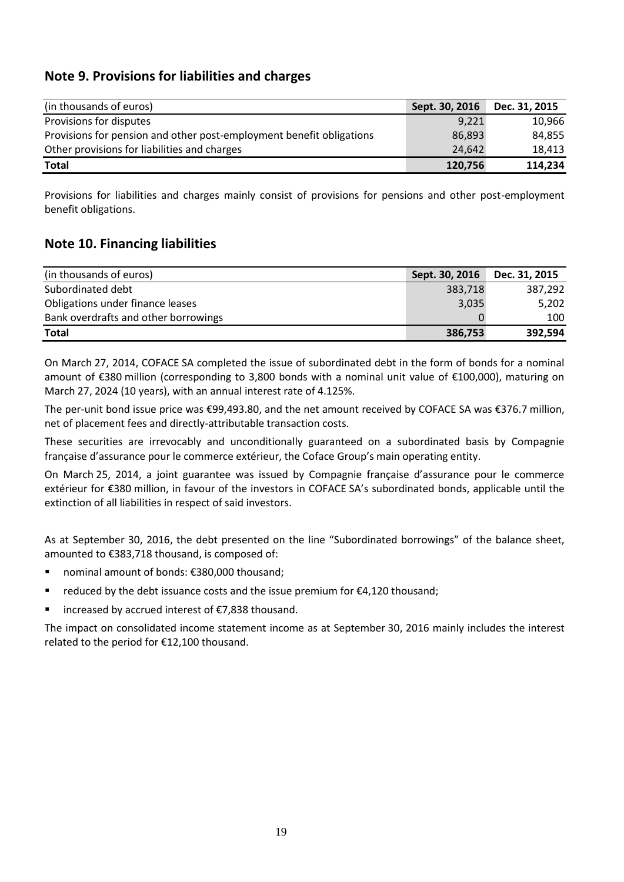## Note 9. Provisions for liabilities and charges

| (in thousands of euros) | Sept. 30, 2016 | Dec. 31, 2015 |
|---|---|---|
| Provisions for disputes | 9,221 | 10,966 |
| Provisions for pension and other post-employment benefit obligations | 86,893 | 84,855 |
| Other provisions for liabilities and charges | 24,642 | 18,413 |
| **Total** | **120,756** | **114,234** |

Provisions for liabilities and charges mainly consist of provisions for pensions and other post-employment benefit obligations.

## Note 10. Financing liabilities

| (in thousands of euros) | Sept. 30, 2016 | Dec. 31, 2015 |
|---|---|---|
| Subordinated debt | 383,718 | 387,292 |
| Obligations under finance leases | 3,035 | 5,202 |
| Bank overdrafts and other borrowings | 0 | 100 |
| **Total** | **386,753** | **392,594** |

On March 27, 2014, COFACE SA completed the issue of subordinated debt in the form of bonds for a nominal amount of €380 million (corresponding to 3,800 bonds with a nominal unit value of €100,000), maturing on March 27, 2024 (10 years), with an annual interest rate of 4.125%.

The per-unit bond issue price was €99,493.80, and the net amount received by COFACE SA was €376.7 million, net of placement fees and directly-attributable transaction costs.

These securities are irrevocably and unconditionally guaranteed on a subordinated basis by Compagnie française d'assurance pour le commerce extérieur, the Coface Group's main operating entity.

On March 25, 2014, a joint guarantee was issued by Compagnie française d'assurance pour le commerce extérieur for €380 million, in favour of the investors in COFACE SA's subordinated bonds, applicable until the extinction of all liabilities in respect of said investors.

As at September 30, 2016, the debt presented on the line "Subordinated borrowings" of the balance sheet, amounted to €383,718 thousand, is composed of:

- nominal amount of bonds: €380,000 thousand;
- reduced by the debt issuance costs and the issue premium for €4,120 thousand;
- increased by accrued interest of €7,838 thousand.

The impact on consolidated income statement income as at September 30, 2016 mainly includes the interest related to the period for €12,100 thousand.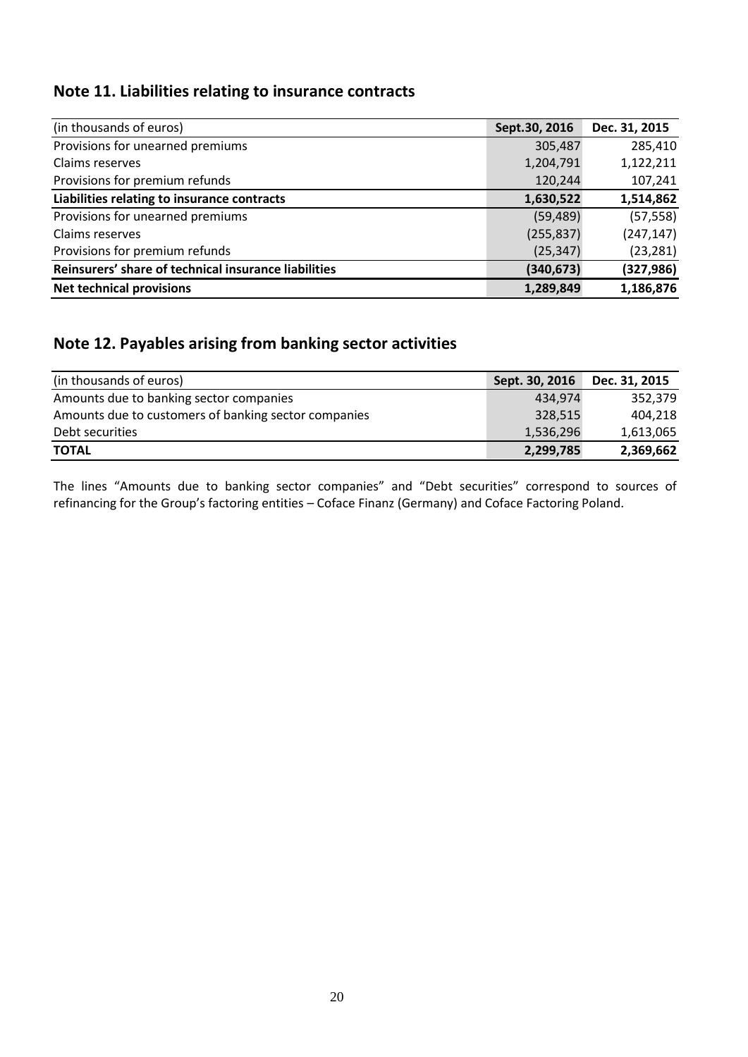## Note 11. Liabilities relating to insurance contracts

| (in thousands of euros) | Sept.30, 2016 | Dec. 31, 2015 |
|---|---|---|
| Provisions for unearned premiums | 305,487 | 285,410 |
| Claims reserves | 1,204,791 | 1,122,211 |
| Provisions for premium refunds | 120,244 | 107,241 |
| **Liabilities relating to insurance contracts** | **1,630,522** | **1,514,862** |
| Provisions for unearned premiums | (59,489) | (57,558) |
| Claims reserves | (255,837) | (247,147) |
| Provisions for premium refunds | (25,347) | (23,281) |
| **Reinsurers' share of technical insurance liabilities** | **(340,673)** | **(327,986)** |
| **Net technical provisions** | **1,289,849** | **1,186,876** |

## Note 12. Payables arising from banking sector activities

| (in thousands of euros) | Sept. 30, 2016 | Dec. 31, 2015 |
|---|---|---|
| Amounts due to banking sector companies | 434,974 | 352,379 |
| Amounts due to customers of banking sector companies | 328,515 | 404,218 |
| Debt securities | 1,536,296 | 1,613,065 |
| **TOTAL** | **2,299,785** | **2,369,662** |

The lines "Amounts due to banking sector companies" and "Debt securities" correspond to sources of refinancing for the Group's factoring entities – Coface Finanz (Germany) and Coface Factoring Poland.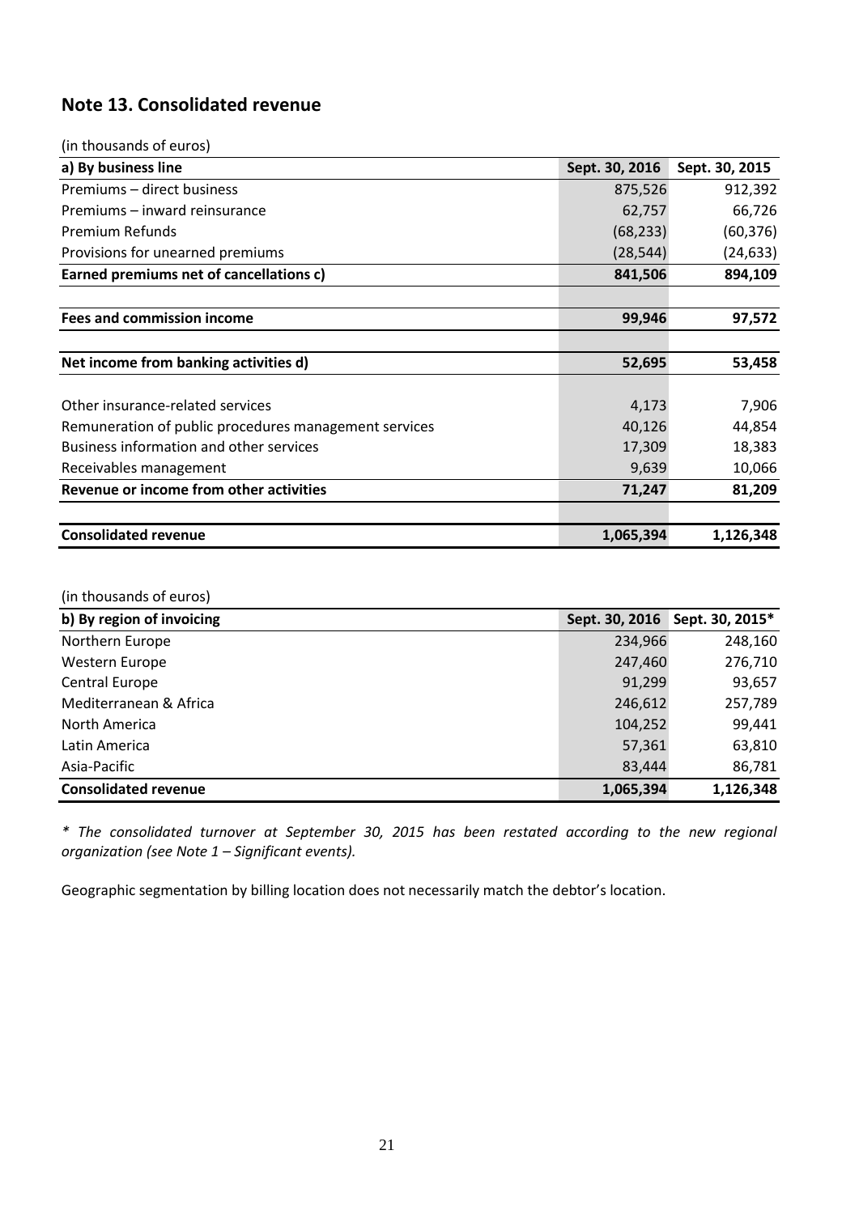## Note 13. Consolidated revenue

(in thousands of euros)

| a) By business line | Sept. 30, 2016 | Sept. 30, 2015 |
|---|---|---|
| Premiums – direct business | 875,526 | 912,392 |
| Premiums – inward reinsurance | 62,757 | 66,726 |
| Premium Refunds | (68,233) | (60,376) |
| Provisions for unearned premiums | (28,544) | (24,633) |
| **Earned premiums net of cancellations c)** | **841,506** | **894,109** |
| | | |
| **Fees and commission income** | **99,946** | **97,572** |
| | | |
| **Net income from banking activities d)** | **52,695** | **53,458** |
| | | |
| Other insurance-related services | 4,173 | 7,906 |
| Remuneration of public procedures management services | 40,126 | 44,854 |
| Business information and other services | 17,309 | 18,383 |
| Receivables management | 9,639 | 10,066 |
| **Revenue or income from other activities** | **71,247** | **81,209** |
| | | |
| **Consolidated revenue** | **1,065,394** | **1,126,348** |

(in thousands of euros)

| b) By region of invoicing | Sept. 30, 2016 | Sept. 30, 2015* |
|---|---|---|
| Northern Europe | 234,966 | 248,160 |
| Western Europe | 247,460 | 276,710 |
| Central Europe | 91,299 | 93,657 |
| Mediterranean & Africa | 246,612 | 257,789 |
| North America | 104,252 | 99,441 |
| Latin America | 57,361 | 63,810 |
| Asia-Pacific | 83,444 | 86,781 |
| **Consolidated revenue** | **1,065,394** | **1,126,348** |

*\* The consolidated turnover at September 30, 2015 has been restated according to the new regional organization (see Note 1 – Significant events).*

Geographic segmentation by billing location does not necessarily match the debtor's location.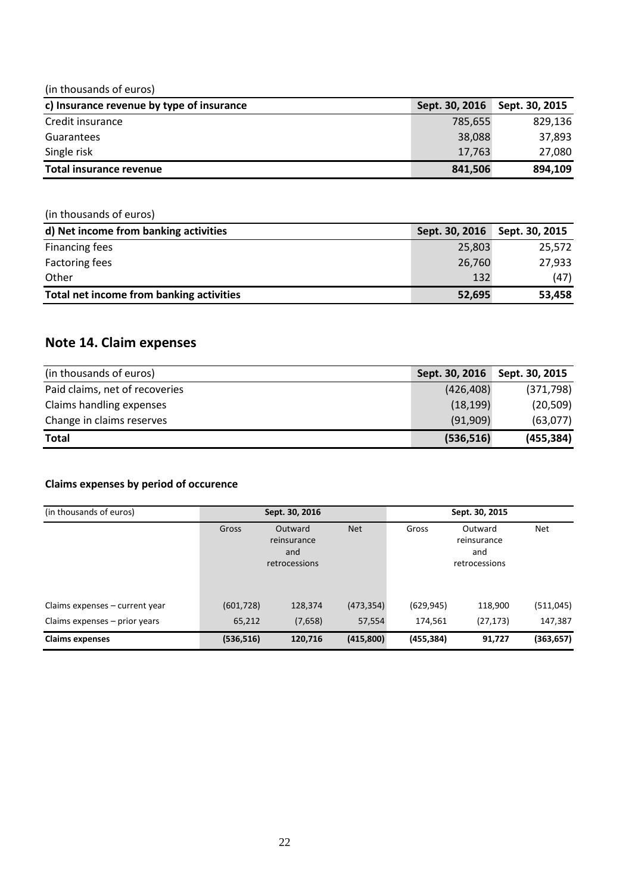(in thousands of euros)

| c) Insurance revenue by type of insurance | Sept. 30, 2016 | Sept. 30, 2015 |
|---|---|---|
| Credit insurance | 785,655 | 829,136 |
| Guarantees | 38,088 | 37,893 |
| Single risk | 17,763 | 27,080 |
| **Total insurance revenue** | **841,506** | **894,109** |

(in thousands of euros)

| d) Net income from banking activities | Sept. 30, 2016 | Sept. 30, 2015 |
|---|---|---|
| Financing fees | 25,803 | 25,572 |
| Factoring fees | 26,760 | 27,933 |
| Other | 132 | (47) |
| **Total net income from banking activities** | **52,695** | **53,458** |

## Note 14. Claim expenses

| (in thousands of euros) | Sept. 30, 2016 | Sept. 30, 2015 |
|---|---|---|
| Paid claims, net of recoveries | (426,408) | (371,798) |
| Claims handling expenses | (18,199) | (20,509) |
| Change in claims reserves | (91,909) | (63,077) |
| **Total** | **(536,516)** | **(455,384)** |

**Claims expenses by period of occurence**

| (in thousands of euros) | Sept. 30, 2016 | | | Sept. 30, 2015 | | |
|---|---|---|---|---|---|---|
| | Gross | Outward reinsurance and retrocessions | Net | Gross | Outward reinsurance and retrocessions | Net |
| Claims expenses – current year | (601,728) | 128,374 | (473,354) | (629,945) | 118,900 | (511,045) |
| Claims expenses – prior years | 65,212 | (7,658) | 57,554 | 174,561 | (27,173) | 147,387 |
| **Claims expenses** | **(536,516)** | **120,716** | **(415,800)** | **(455,384)** | **91,727** | **(363,657)** |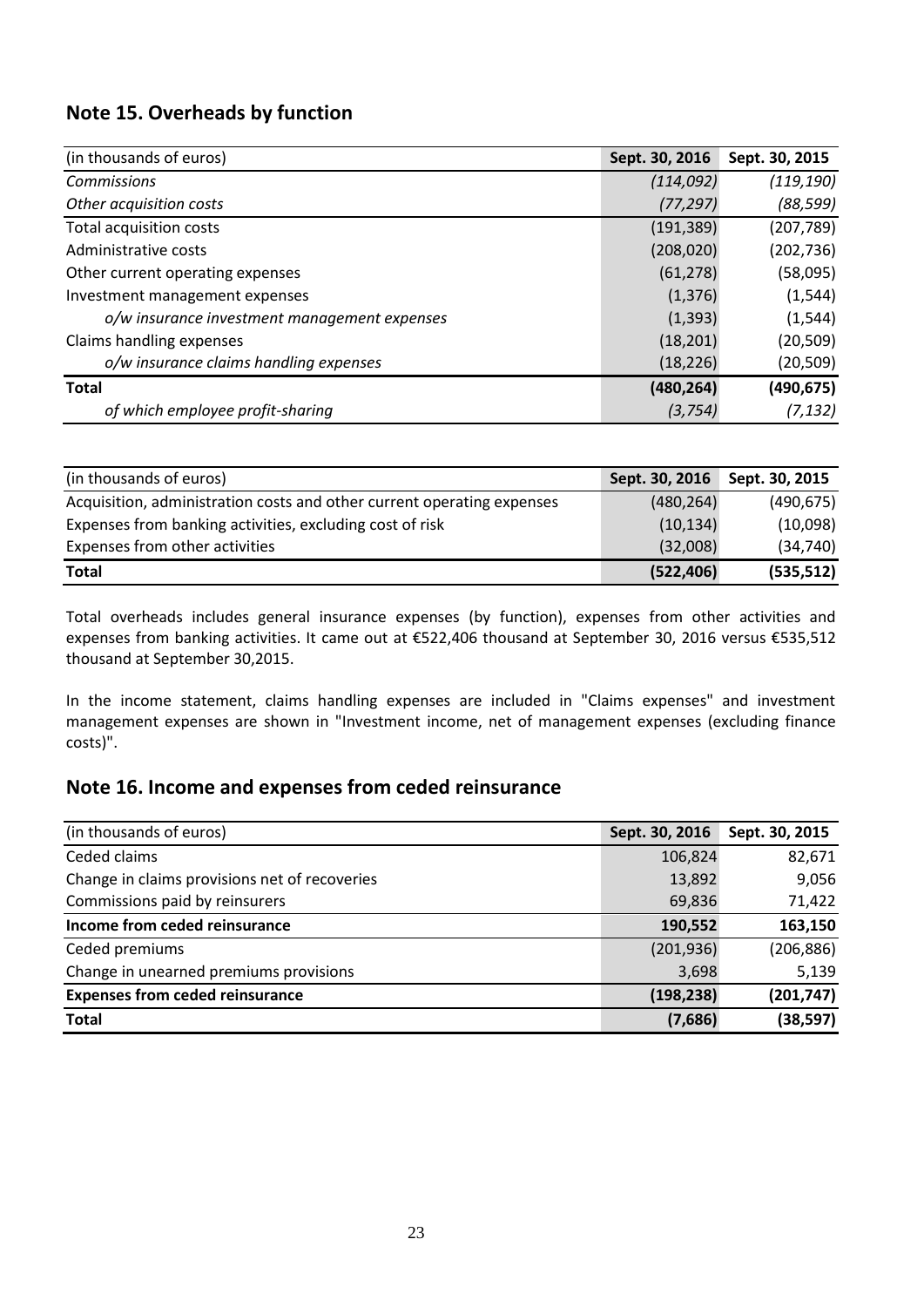## Note 15. Overheads by function

| (in thousands of euros) | Sept. 30, 2016 | Sept. 30, 2015 |
|---|---|---|
| *Commissions* | *(114,092)* | *(119,190)* |
| *Other acquisition costs* | *(77,297)* | *(88,599)* |
| Total acquisition costs | (191,389) | (207,789) |
| Administrative costs | (208,020) | (202,736) |
| Other current operating expenses | (61,278) | (58,095) |
| Investment management expenses | (1,376) | (1,544) |
| *o/w insurance investment management expenses* | (1,393) | (1,544) |
| Claims handling expenses | (18,201) | (20,509) |
| *o/w insurance claims handling expenses* | (18,226) | (20,509) |
| **Total** | **(480,264)** | **(490,675)** |
| *of which employee profit-sharing* | *(3,754)* | *(7,132)* |

| (in thousands of euros) | Sept. 30, 2016 | Sept. 30, 2015 |
|---|---|---|
| Acquisition, administration costs and other current operating expenses | (480,264) | (490,675) |
| Expenses from banking activities, excluding cost of risk | (10,134) | (10,098) |
| Expenses from other activities | (32,008) | (34,740) |
| **Total** | **(522,406)** | **(535,512)** |

Total overheads includes general insurance expenses (by function), expenses from other activities and expenses from banking activities. It came out at €522,406 thousand at September 30, 2016 versus €535,512 thousand at September 30,2015.

In the income statement, claims handling expenses are included in "Claims expenses" and investment management expenses are shown in "Investment income, net of management expenses (excluding finance costs)".

## Note 16. Income and expenses from ceded reinsurance

| (in thousands of euros) | Sept. 30, 2016 | Sept. 30, 2015 |
|---|---|---|
| Ceded claims | 106,824 | 82,671 |
| Change in claims provisions net of recoveries | 13,892 | 9,056 |
| Commissions paid by reinsurers | 69,836 | 71,422 |
| **Income from ceded reinsurance** | **190,552** | **163,150** |
| Ceded premiums | (201,936) | (206,886) |
| Change in unearned premiums provisions | 3,698 | 5,139 |
| **Expenses from ceded reinsurance** | **(198,238)** | **(201,747)** |
| **Total** | **(7,686)** | **(38,597)** |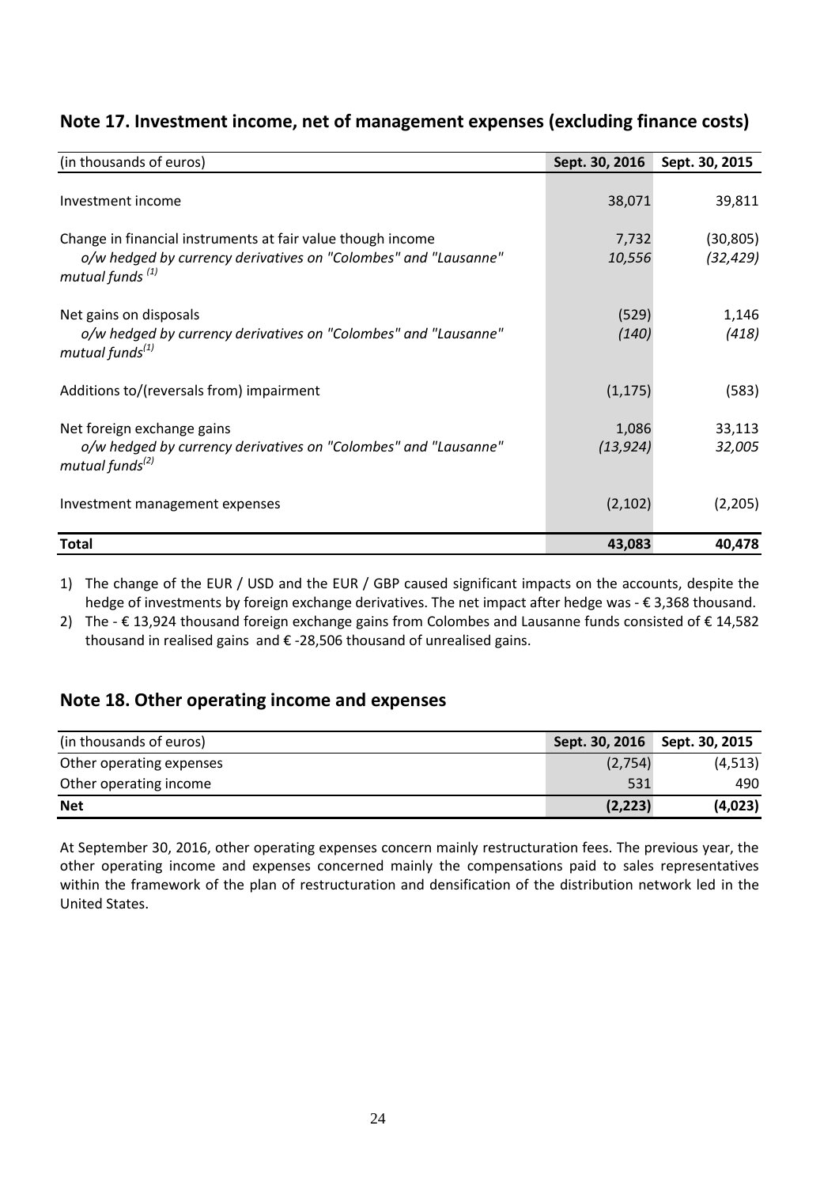## Note 17. Investment income, net of management expenses (excluding finance costs)

| (in thousands of euros) | Sept. 30, 2016 | Sept. 30, 2015 |
|---|---|---|
| Investment income | 38,071 | 39,811 |
| Change in financial instruments at fair value though income | 7,732 | (30,805) |
| *o/w hedged by currency derivatives on "Colombes" and "Lausanne" mutual funds [(1)]* | *10,556* | *(32,429)* |
| Net gains on disposals | (529) | 1,146 |
| *o/w hedged by currency derivatives on "Colombes" and "Lausanne" mutual funds[(1)]* | *(140)* | *(418)* |
| Additions to/(reversals from) impairment | (1,175) | (583) |
| Net foreign exchange gains | 1,086 | 33,113 |
| *o/w hedged by currency derivatives on "Colombes" and "Lausanne" mutual funds[(2)]* | *(13,924)* | *32,005* |
| Investment management expenses | (2,102) | (2,205) |
| **Total** | **43,083** | **40,478** |

1) The change of the EUR / USD and the EUR / GBP caused significant impacts on the accounts, despite the hedge of investments by foreign exchange derivatives. The net impact after hedge was - € 3,368 thousand.
2) The - € 13,924 thousand foreign exchange gains from Colombes and Lausanne funds consisted of € 14,582 thousand in realised gains and € -28,506 thousand of unrealised gains.

## Note 18. Other operating income and expenses

| (in thousands of euros) | Sept. 30, 2016 | Sept. 30, 2015 |
|---|---|---|
| Other operating expenses | (2,754) | (4,513) |
| Other operating income | 531 | 490 |
| **Net** | **(2,223)** | **(4,023)** |

At September 30, 2016, other operating expenses concern mainly restructuration fees. The previous year, the other operating income and expenses concerned mainly the compensations paid to sales representatives within the framework of the plan of restructuration and densification of the distribution network led in the United States.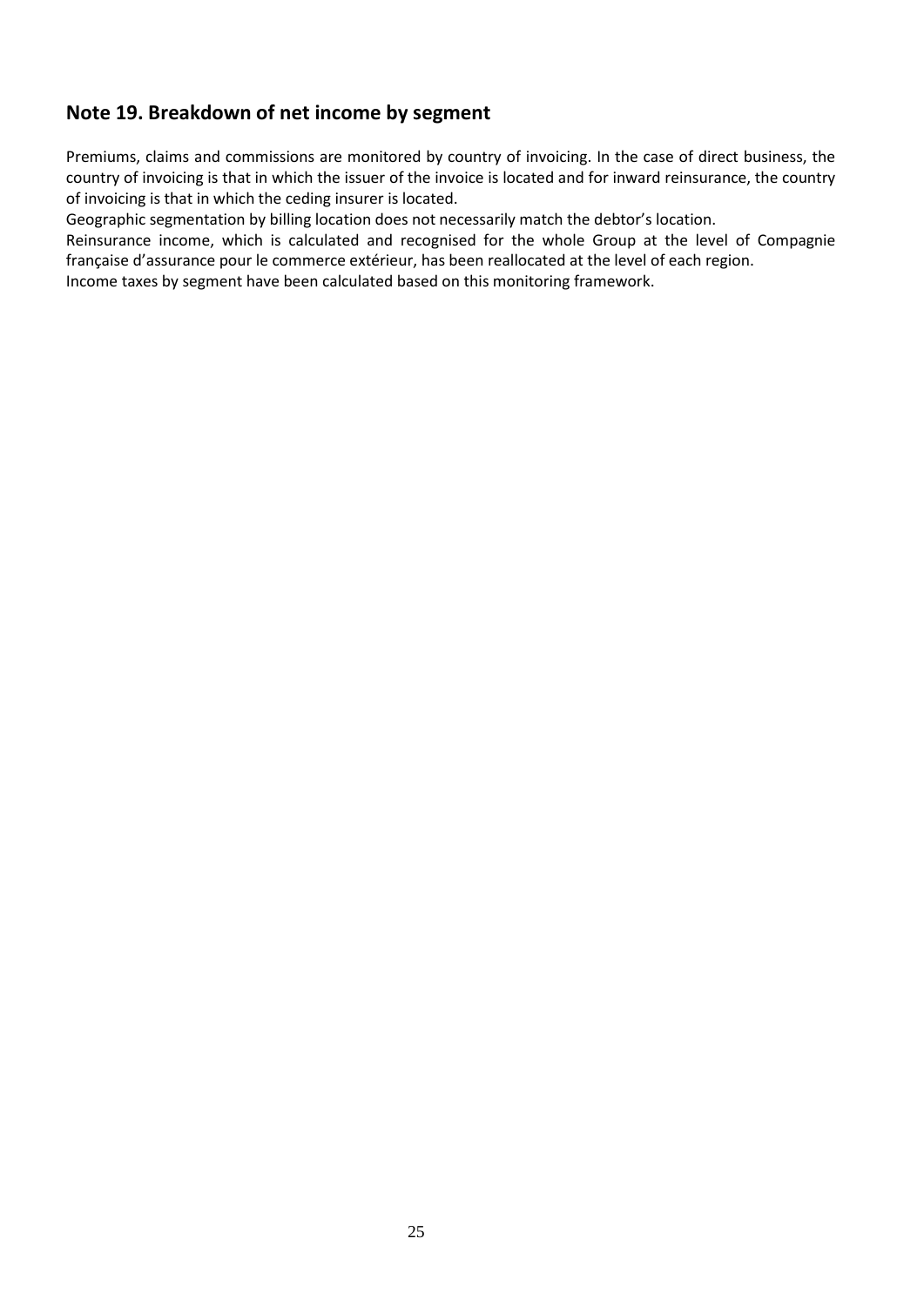## Note 19. Breakdown of net income by segment

Premiums, claims and commissions are monitored by country of invoicing. In the case of direct business, the country of invoicing is that in which the issuer of the invoice is located and for inward reinsurance, the country of invoicing is that in which the ceding insurer is located.

Geographic segmentation by billing location does not necessarily match the debtor's location.

Reinsurance income, which is calculated and recognised for the whole Group at the level of Compagnie française d'assurance pour le commerce extérieur, has been reallocated at the level of each region.

Income taxes by segment have been calculated based on this monitoring framework.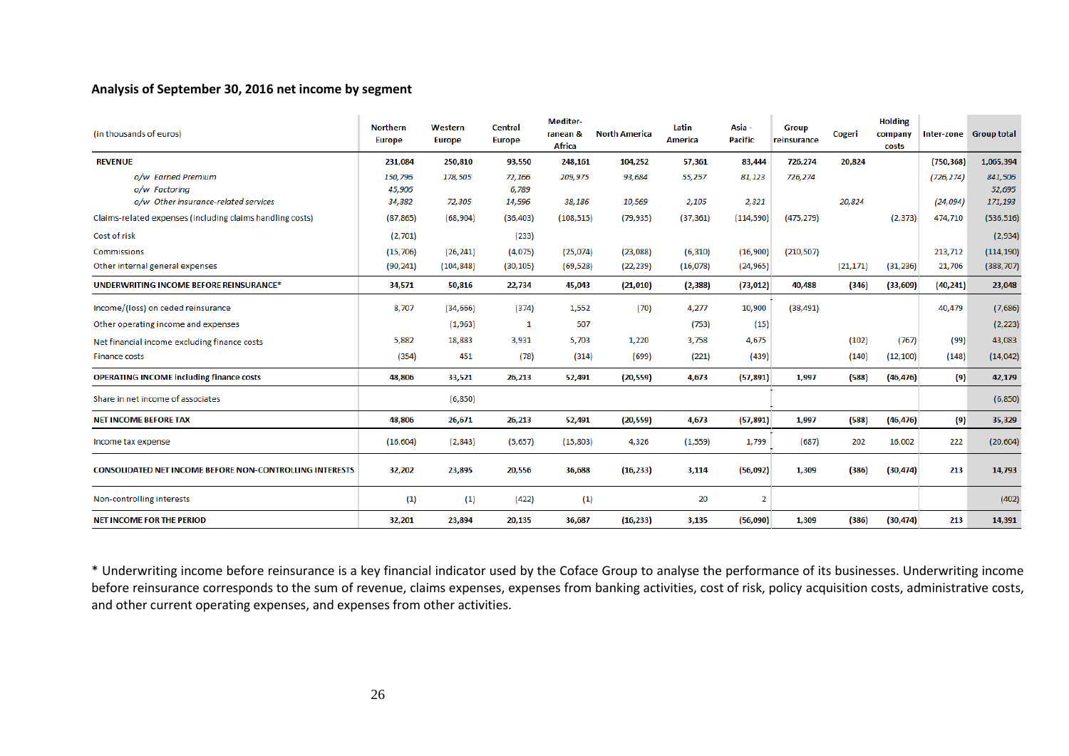## Analysis of September 30, 2016 net income by segment

| (in thousands of euros) | Northern Europe | Western Europe | Central Europe | Mediterranean & Africa | North America | Latin America | Asia - Pacific | Group reinsurance | Cogeri | Holding company costs | Inter-zone | Group total |
|---|---|---|---|---|---|---|---|---|---|---|---|---|
| **REVENUE** | **231,084** | **250,810** | **93,550** | **248,161** | **104,252** | **57,361** | **83,444** | **726,274** | **20,824** | | **(750,368)** | **1,065,394** |
| *o/w Earned Premium* | *150,796* | *178,505* | *72,166* | *209,975* | *93,684* | *55,257* | *81,123* | *726,274* | | | *(726,274)* | *841,506* |
| *o/w Factoring* | *45,906* | | *6,789* | | | | | | | | | *52,695* |
| *o/w Other insurance-related services* | *34,382* | *72,305* | *14,596* | *38,186* | *10,569* | *2,105* | *2,321* | | *20,824* | | *(24,094)* | *171,193* |
| Claims-related expenses (including claims handling costs) | (87,865) | (68,904) | (36,403) | (108,515) | (79,935) | (37,361) | (114,590) | (475,279) | | (2,373) | 474,710 | (536,516) |
| Cost of risk | (2,701) | | (233) | | | | | | | | | (2,934) |
| Commissions | (15,706) | (26,241) | (4,075) | (25,074) | (23,088) | (6,310) | (16,900) | (210,507) | | | 213,712 | (114,190) |
| Other internal general expenses | (90,241) | (104,848) | (30,105) | (69,528) | (22,239) | (16,078) | (24,965) | | (21,171) | (31,236) | 21,706 | (388,707) |
| **UNDERWRITING INCOME BEFORE REINSURANCE*** | **34,571** | **50,816** | **22,734** | **45,043** | **(21,010)** | **(2,388)** | **(73,012)** | **40,488** | **(346)** | **(33,609)** | **(40,241)** | **23,048** |
| Income/(loss) on ceded reinsurance | 8,707 | (34,666) | (374) | 1,552 | (70) | 4,277 | 10,900 | (38,491) | | | 40,479 | (7,686) |
| Other operating income and expenses | | (1,963) | 1 | 507 | | (753) | (15) | | | | | (2,223) |
| Net financial income excluding finance costs | 5,882 | 18,883 | 3,931 | 5,703 | 1,220 | 3,758 | 4,675 | | (102) | (767) | (99) | 43,083 |
| Finance costs | (354) | 451 | (78) | (314) | (699) | (221) | (439) | | (140) | (12,100) | (148) | (14,042) |
| **OPERATING INCOME including finance costs** | **48,806** | **33,521** | **26,213** | **52,491** | **(20,559)** | **4,673** | **(57,891)** | **1,997** | **(588)** | **(46,476)** | **(9)** | **42,179** |
| Share in net income of associates | | (6,850) | | | | | | | | | | (6,850) |
| **NET INCOME BEFORE TAX** | **48,806** | **26,671** | **26,213** | **52,491** | **(20,559)** | **4,673** | **(57,891)** | **1,997** | **(588)** | **(46,476)** | **(9)** | **35,329** |
| Income tax expense | (16,604) | (2,843) | (5,657) | (15,803) | 4,326 | (1,559) | 1,799 | (687) | 202 | 16,002 | 222 | (20,604) |
| **CONSOLIDATED NET INCOME BEFORE NON-CONTROLLING INTERESTS** | **32,202** | **23,895** | **20,556** | **36,688** | **(16,233)** | **3,114** | **(56,092)** | **1,309** | **(386)** | **(30,474)** | **213** | **14,793** |
| Non-controlling interests | (1) | (1) | (422) | (1) | | 20 | 2 | | | | | (402) |
| **NET INCOME FOR THE PERIOD** | **32,201** | **23,894** | **20,135** | **36,687** | **(16,233)** | **3,135** | **(56,090)** | **1,309** | **(386)** | **(30,474)** | **213** | **14,391** |

* Underwriting income before reinsurance is a key financial indicator used by the Coface Group to analyse the performance of its businesses. Underwriting income before reinsurance corresponds to the sum of revenue, claims expenses, expenses from banking activities, cost of risk, policy acquisition costs, administrative costs, and other current operating expenses, and expenses from other activities.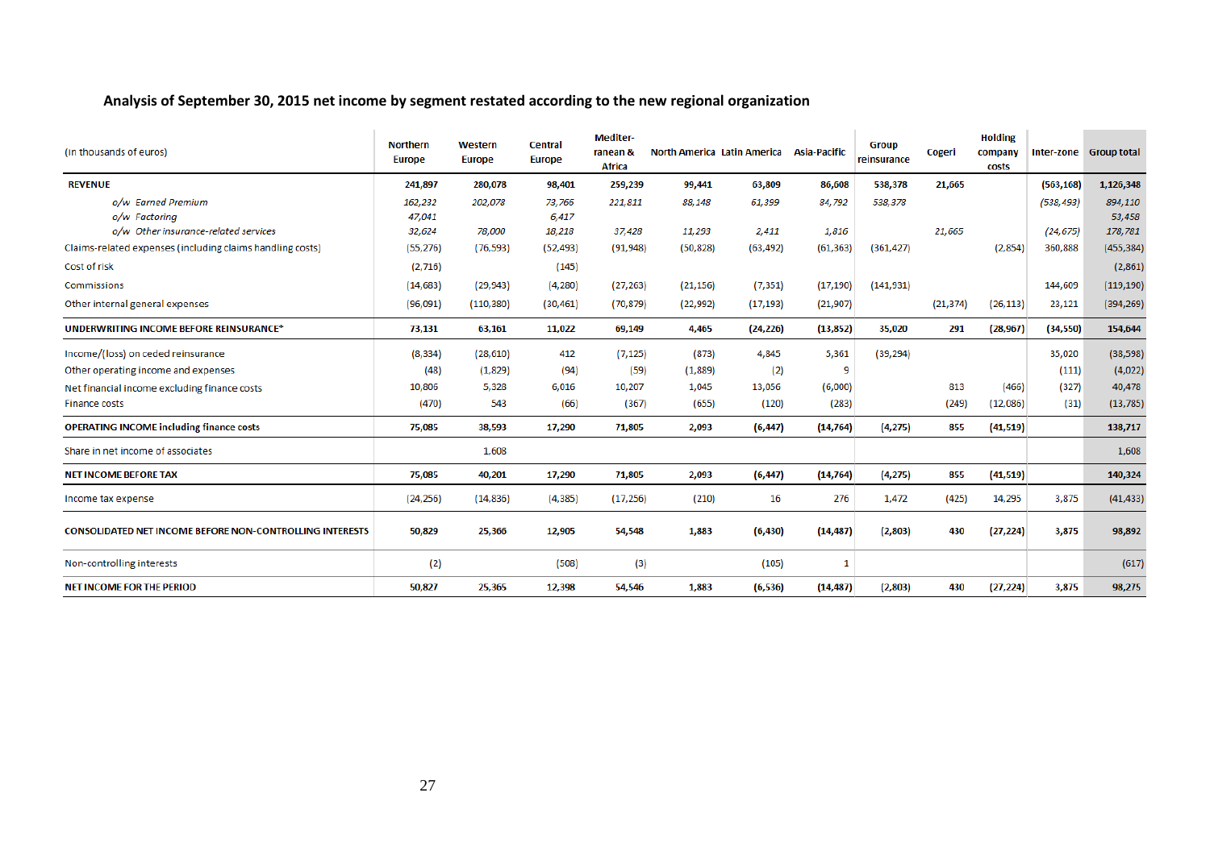## Analysis of September 30, 2015 net income by segment restated according to the new regional organization

| (in thousands of euros) | Northern Europe | Western Europe | Central Europe | Mediterranean & Africa | North America | Latin America | Asia-Pacific | Group reinsurance | Cogeri | Holding company costs | Inter-zone | Group total |
|---|---|---|---|---|---|---|---|---|---|---|---|---|
| **REVENUE** | **241,897** | **280,078** | **98,401** | **259,239** | **99,441** | **63,809** | **86,608** | **538,378** | **21,665** | | **(563,168)** | **1,126,348** |
| *o/w Earned Premium* | *162,232* | *202,078* | *73,766* | *221,811* | *88,148* | *61,399* | *84,792* | *538,378* | | | *(538,493)* | *894,110* |
| *o/w Factoring* | *47,041* | | *6,417* | | | | | | | | | *53,458* |
| *o/w Other insurance-related services* | *32,624* | *78,000* | *18,218* | *37,428* | *11,293* | *2,411* | *1,816* | | *21,665* | | *(24,675)* | *178,781* |
| Claims-related expenses (including claims handling costs) | (55,276) | (76,593) | (52,493) | (91,948) | (50,828) | (63,492) | (61,363) | (361,427) | | (2,854) | 360,888 | (455,384) |
| Cost of risk | (2,716) | | (145) | | | | | | | | | (2,861) |
| Commissions | (14,683) | (29,943) | (4,280) | (27,263) | (21,156) | (7,351) | (17,190) | (141,931) | | | 144,609 | (119,190) |
| Other internal general expenses | (96,091) | (110,380) | (30,461) | (70,879) | (22,992) | (17,193) | (21,907) | | (21,374) | (26,113) | 23,121 | (394,269) |
| **UNDERWRITING INCOME BEFORE REINSURANCE*** | **73,131** | **63,161** | **11,022** | **69,149** | **4,465** | **(24,226)** | **(13,852)** | **35,020** | **291** | **(28,967)** | **(34,550)** | **154,644** |
| Income/(loss) on ceded reinsurance | (8,334) | (28,610) | 412 | (7,125) | (873) | 4,845 | 5,361 | (39,294) | | | 35,020 | (38,598) |
| Other operating income and expenses | (48) | (1,829) | (94) | (59) | (1,889) | (2) | 9 | | | | (111) | (4,022) |
| Net financial income excluding finance costs | 10,806 | 5,328 | 6,016 | 10,207 | 1,045 | 13,056 | (6,000) | | 813 | (466) | (327) | 40,478 |
| Finance costs | (470) | 543 | (66) | (367) | (655) | (120) | (283) | | (249) | (12,086) | (31) | (13,785) |
| **OPERATING INCOME including finance costs** | **75,085** | **38,593** | **17,290** | **71,805** | **2,093** | **(6,447)** | **(14,764)** | **(4,275)** | **855** | **(41,519)** | | **138,717** |
| Share in net income of associates | | 1,608 | | | | | | | | | | 1,608 |
| **NET INCOME BEFORE TAX** | **75,085** | **40,201** | **17,290** | **71,805** | **2,093** | **(6,447)** | **(14,764)** | **(4,275)** | **855** | **(41,519)** | | **140,324** |
| Income tax expense | (24,256) | (14,836) | (4,385) | (17,256) | (210) | 16 | 276 | 1,472 | (425) | 14,295 | 3,875 | (41,433) |
| **CONSOLIDATED NET INCOME BEFORE NON-CONTROLLING INTERESTS** | **50,829** | **25,366** | **12,905** | **54,548** | **1,883** | **(6,430)** | **(14,487)** | **(2,803)** | **430** | **(27,224)** | **3,875** | **98,892** |
| Non-controlling interests | (2) | | (508) | (3) | | (105) | 1 | | | | | (617) |
| **NET INCOME FOR THE PERIOD** | **50,827** | **25,365** | **12,398** | **54,546** | **1,883** | **(6,536)** | **(14,487)** | **(2,803)** | **430** | **(27,224)** | **3,875** | **98,275** |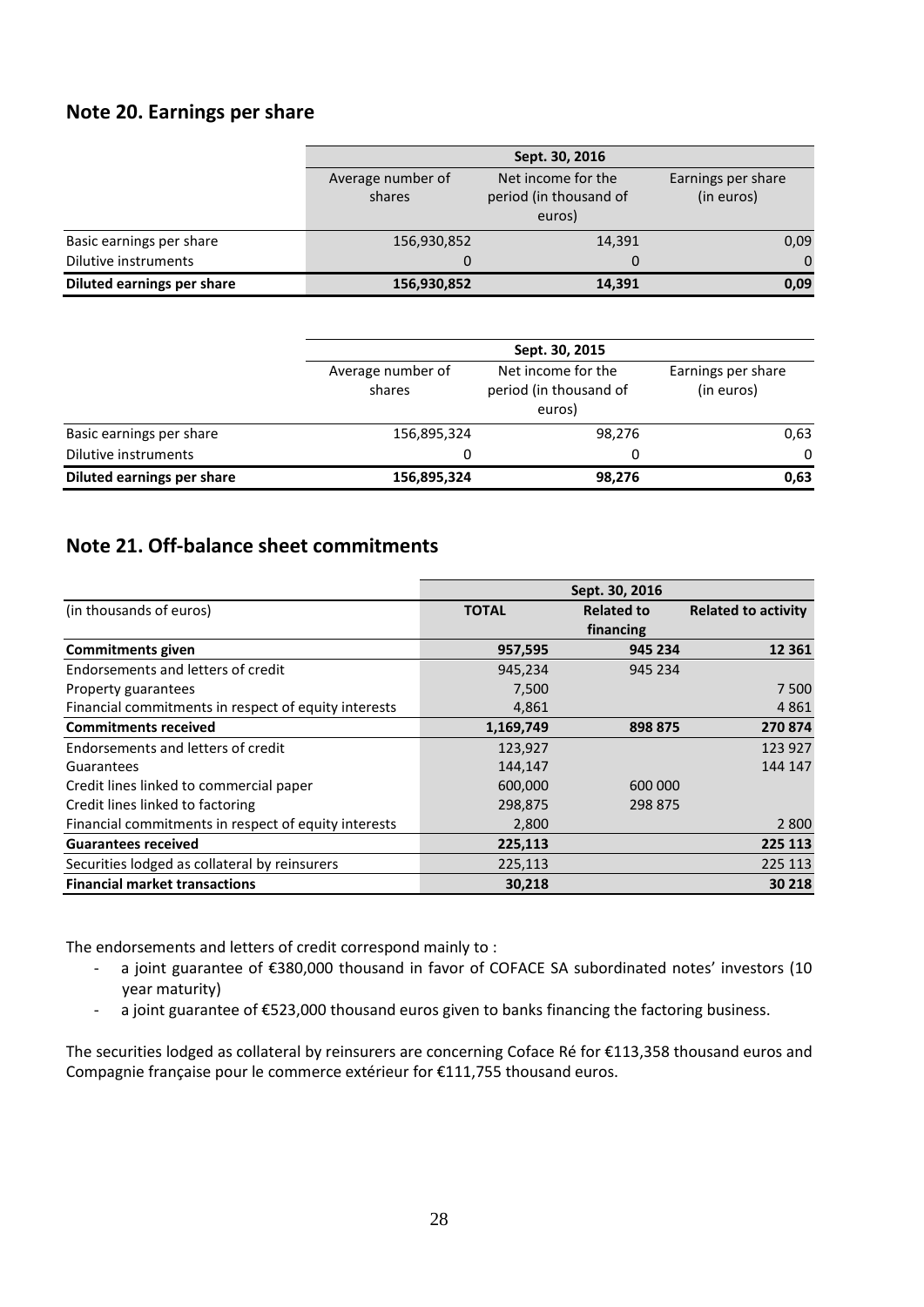## Note 20. Earnings per share

| | Sept. 30, 2016 | | |
|---|---|---|---|
| | Average number of shares | Net income for the period (in thousand of euros) | Earnings per share (in euros) |
| Basic earnings per share | 156,930,852 | 14,391 | 0,09 |
| Dilutive instruments | 0 | 0 | 0 |
| **Diluted earnings per share** | **156,930,852** | **14,391** | **0,09** |

| | Sept. 30, 2015 | | |
|---|---|---|---|
| | Average number of shares | Net income for the period (in thousand of euros) | Earnings per share (in euros) |
| Basic earnings per share | 156,895,324 | 98,276 | 0,63 |
| Dilutive instruments | 0 | 0 | 0 |
| **Diluted earnings per share** | **156,895,324** | **98,276** | **0,63** |

## Note 21. Off-balance sheet commitments

| | Sept. 30, 2016 | | |
|---|---|---|---|
| (in thousands of euros) | **TOTAL** | **Related to financing** | **Related to activity** |
| **Commitments given** | **957,595** | **945 234** | **12 361** |
| Endorsements and letters of credit | 945,234 | 945 234 | |
| Property guarantees | 7,500 | | 7 500 |
| Financial commitments in respect of equity interests | 4,861 | | 4 861 |
| **Commitments received** | **1,169,749** | **898 875** | **270 874** |
| Endorsements and letters of credit | 123,927 | | 123 927 |
| Guarantees | 144,147 | | 144 147 |
| Credit lines linked to commercial paper | 600,000 | 600 000 | |
| Credit lines linked to factoring | 298,875 | 298 875 | |
| Financial commitments in respect of equity interests | 2,800 | | 2 800 |
| **Guarantees received** | **225,113** | | **225 113** |
| Securities lodged as collateral by reinsurers | 225,113 | | 225 113 |
| **Financial market transactions** | **30,218** | | **30 218** |

The endorsements and letters of credit correspond mainly to :

- a joint guarantee of €380,000 thousand in favor of COFACE SA subordinated notes' investors (10 year maturity)
- a joint guarantee of €523,000 thousand euros given to banks financing the factoring business.

The securities lodged as collateral by reinsurers are concerning Coface Ré for €113,358 thousand euros and Compagnie française pour le commerce extérieur for €111,755 thousand euros.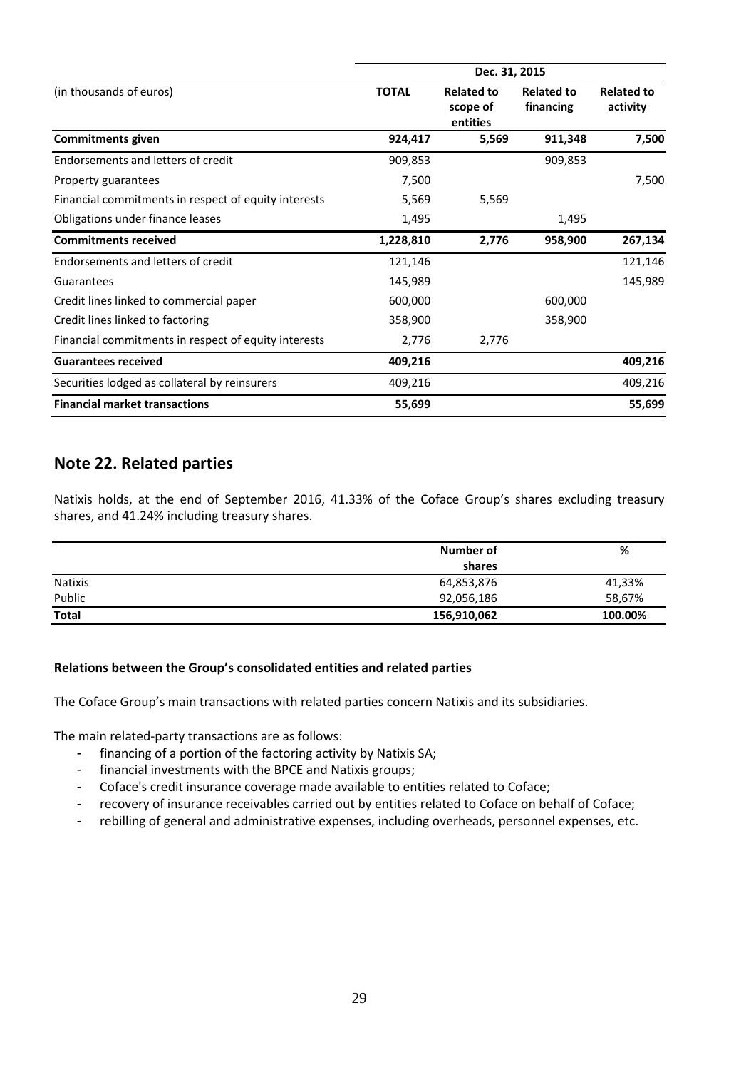| (in thousands of euros) | Dec. 31, 2015 | | | |
|---|---|---|---|---|
| | **TOTAL** | **Related to scope of entities** | **Related to financing** | **Related to activity** |
| **Commitments given** | **924,417** | **5,569** | **911,348** | **7,500** |
| Endorsements and letters of credit | 909,853 | | 909,853 | |
| Property guarantees | 7,500 | | | 7,500 |
| Financial commitments in respect of equity interests | 5,569 | 5,569 | | |
| Obligations under finance leases | 1,495 | | 1,495 | |
| **Commitments received** | **1,228,810** | **2,776** | **958,900** | **267,134** |
| Endorsements and letters of credit | 121,146 | | | 121,146 |
| Guarantees | 145,989 | | | 145,989 |
| Credit lines linked to commercial paper | 600,000 | | 600,000 | |
| Credit lines linked to factoring | 358,900 | | 358,900 | |
| Financial commitments in respect of equity interests | 2,776 | 2,776 | | |
| **Guarantees received** | **409,216** | | | **409,216** |
| Securities lodged as collateral by reinsurers | 409,216 | | | 409,216 |
| **Financial market transactions** | **55,699** | | | **55,699** |

## Note 22. Related parties

Natixis holds, at the end of September 2016, 41.33% of the Coface Group's shares excluding treasury shares, and 41.24% including treasury shares.

| | **Number of shares** | **%** |
|---|---|---|
| Natixis | 64,853,876 | 41,33% |
| Public | 92,056,186 | 58,67% |
| **Total** | **156,910,062** | **100.00%** |

**Relations between the Group's consolidated entities and related parties**

The Coface Group's main transactions with related parties concern Natixis and its subsidiaries.

The main related-party transactions are as follows:

- financing of a portion of the factoring activity by Natixis SA;
- financial investments with the BPCE and Natixis groups;
- Coface's credit insurance coverage made available to entities related to Coface;
- recovery of insurance receivables carried out by entities related to Coface on behalf of Coface;
- rebilling of general and administrative expenses, including overheads, personnel expenses, etc.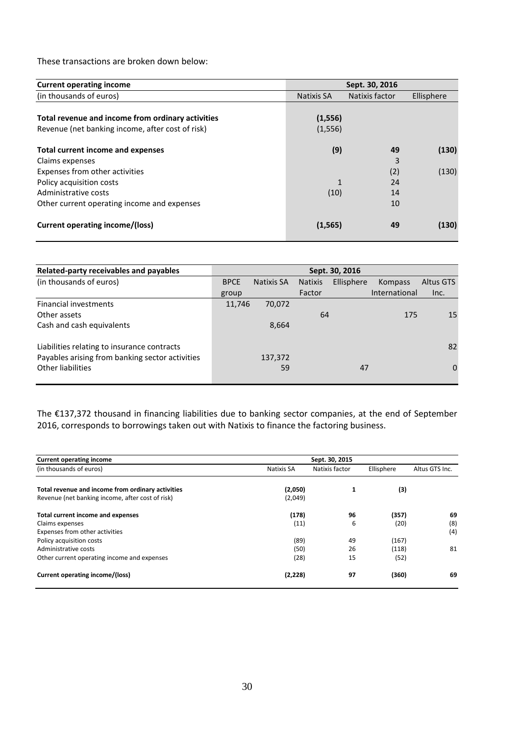These transactions are broken down below:

| Current operating income | Sept. 30, 2016 | | |
|---|---|---|---|
| (in thousands of euros) | Natixis SA | Natixis factor | Ellisphere |
| **Total revenue and income from ordinary activities** | **(1,556)** | | |
| Revenue (net banking income, after cost of risk) | (1,556) | | |
| **Total current income and expenses** | **(9)** | **49** | **(130)** |
| Claims expenses | | 3 | |
| Expenses from other activities | | (2) | (130) |
| Policy acquisition costs | 1 | 24 | |
| Administrative costs | (10) | 14 | |
| Other current operating income and expenses | | 10 | |
| **Current operating income/(loss)** | **(1,565)** | **49** | **(130)** |

| Related-party receivables and payables | Sept. 30, 2016 | | | | | |
|---|---|---|---|---|---|---|
| (in thousands of euros) | BPCE group | Natixis SA | Natixis Factor | Ellisphere | Kompass International | Altus GTS Inc. |
| Financial investments | 11,746 | 70,072 | | | | |
| Other assets | | | 64 | | 175 | 15 |
| Cash and cash equivalents | | 8,664 | | | | |
| Liabilities relating to insurance contracts | | | | | | 82 |
| Payables arising from banking sector activities | | 137,372 | | | | |
| Other liabilities | | 59 | | 47 | | 0 |

The €137,372 thousand in financing liabilities due to banking sector companies, at the end of September 2016, corresponds to borrowings taken out with Natixis to finance the factoring business.

| Current operating income | Sept. 30, 2015 | | | |
|---|---|---|---|---|
| (in thousands of euros) | Natixis SA | Natixis factor | Ellisphere | Altus GTS Inc. |
| **Total revenue and income from ordinary activities** | **(2,050)** | **1** | **(3)** | |
| Revenue (net banking income, after cost of risk) | (2,049) | | | |
| **Total current income and expenses** | **(178)** | **96** | **(357)** | **69** |
| Claims expenses | (11) | 6 | (20) | (8) |
| Expenses from other activities | | | | (4) |
| Policy acquisition costs | (89) | 49 | (167) | |
| Administrative costs | (50) | 26 | (118) | 81 |
| Other current operating income and expenses | (28) | 15 | (52) | |
| **Current operating income/(loss)** | **(2,228)** | **97** | **(360)** | **69** |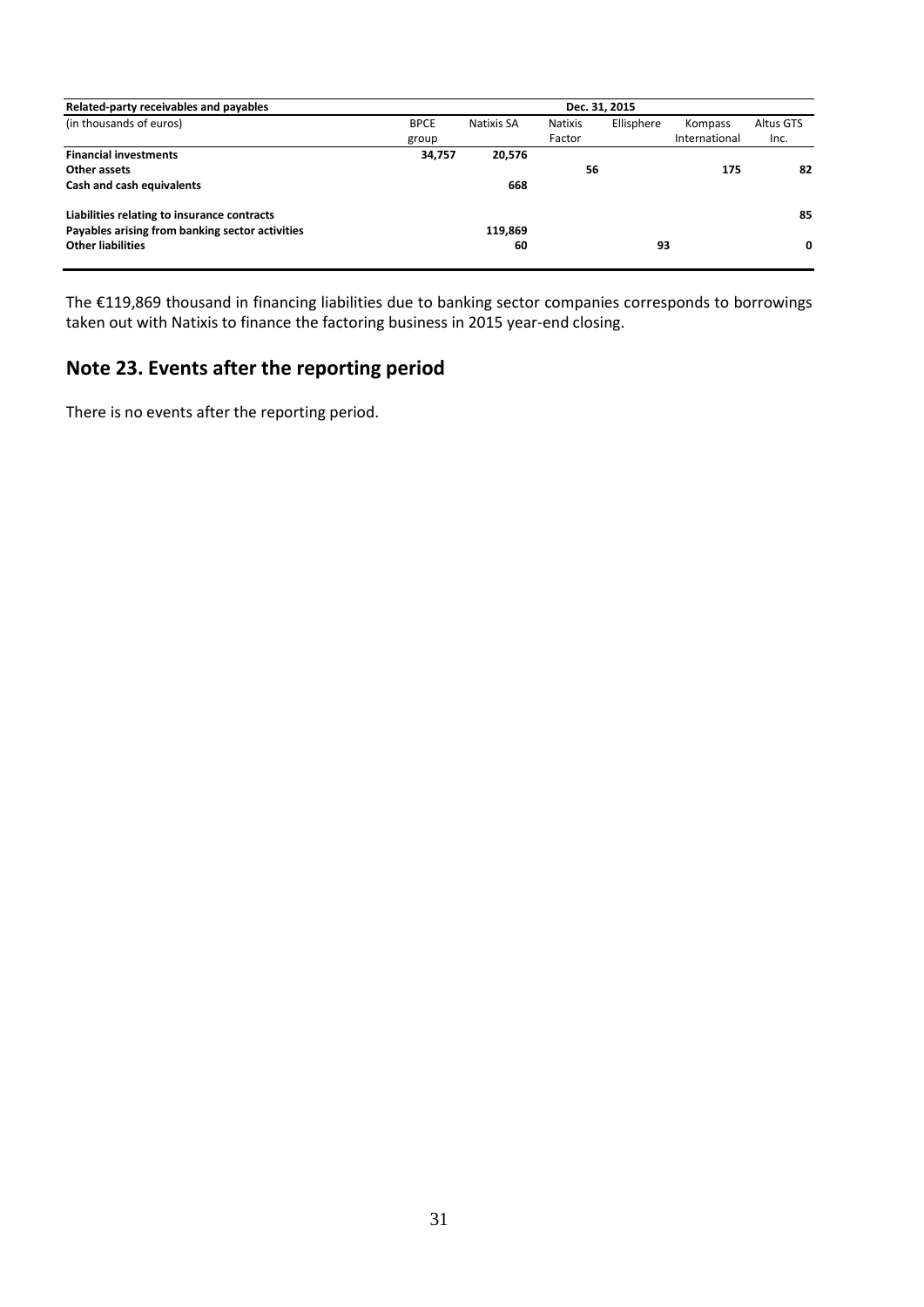| Related-party receivables and payables | Dec. 31, 2015 | | | | | |
|---|---|---|---|---|---|---|
| (in thousands of euros) | BPCE group | Natixis SA | Natixis Factor | Ellisphere | Kompass International | Altus GTS Inc. |
| **Financial investments** | **34,757** | **20,576** | | | | |
| **Other assets** | | | **56** | | **175** | **82** |
| **Cash and cash equivalents** | | **668** | | | | |
| **Liabilities relating to insurance contracts** | | | | | | **85** |
| **Payables arising from banking sector activities** | | **119,869** | | | | |
| **Other liabilities** | | **60** | | **93** | | **0** |

The €119,869 thousand in financing liabilities due to banking sector companies corresponds to borrowings taken out with Natixis to finance the factoring business in 2015 year-end closing.

## Note 23. Events after the reporting period

There is no events after the reporting period.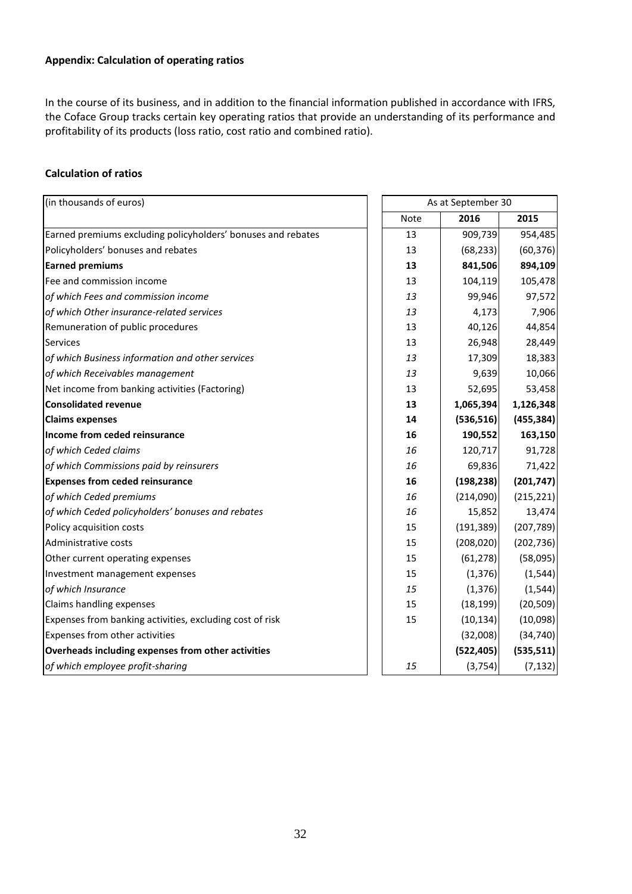**Appendix: Calculation of operating ratios**

In the course of its business, and in addition to the financial information published in accordance with IFRS, the Coface Group tracks certain key operating ratios that provide an understanding of its performance and profitability of its products (loss ratio, cost ratio and combined ratio).

**Calculation of ratios**

| (in thousands of euros) | As at September 30 | | |
|---|---|---|---|
| | Note | **2016** | **2015** |
| Earned premiums excluding policyholders' bonuses and rebates | 13 | 909,739 | 954,485 |
| Policyholders' bonuses and rebates | 13 | (68,233) | (60,376) |
| **Earned premiums** | **13** | **841,506** | **894,109** |
| Fee and commission income | 13 | 104,119 | 105,478 |
| *of which Fees and commission income* | *13* | 99,946 | 97,572 |
| *of which Other insurance-related services* | *13* | 4,173 | 7,906 |
| Remuneration of public procedures | 13 | 40,126 | 44,854 |
| Services | 13 | 26,948 | 28,449 |
| *of which Business information and other services* | *13* | 17,309 | 18,383 |
| *of which Receivables management* | *13* | 9,639 | 10,066 |
| Net income from banking activities (Factoring) | 13 | 52,695 | 53,458 |
| **Consolidated revenue** | **13** | **1,065,394** | **1,126,348** |
| **Claims expenses** | **14** | **(536,516)** | **(455,384)** |
| **Income from ceded reinsurance** | **16** | **190,552** | **163,150** |
| *of which Ceded claims* | *16* | 120,717 | 91,728 |
| *of which Commissions paid by reinsurers* | *16* | 69,836 | 71,422 |
| **Expenses from ceded reinsurance** | **16** | **(198,238)** | **(201,747)** |
| *of which Ceded premiums* | *16* | (214,090) | (215,221) |
| *of which Ceded policyholders' bonuses and rebates* | *16* | 15,852 | 13,474 |
| Policy acquisition costs | 15 | (191,389) | (207,789) |
| Administrative costs | 15 | (208,020) | (202,736) |
| Other current operating expenses | 15 | (61,278) | (58,095) |
| Investment management expenses | 15 | (1,376) | (1,544) |
| *of which Insurance* | *15* | (1,376) | (1,544) |
| Claims handling expenses | 15 | (18,199) | (20,509) |
| Expenses from banking activities, excluding cost of risk | 15 | (10,134) | (10,098) |
| Expenses from other activities | | (32,008) | (34,740) |
| **Overheads including expenses from other activities** | | **(522,405)** | **(535,511)** |
| *of which employee profit-sharing* | *15* | (3,754) | (7,132) |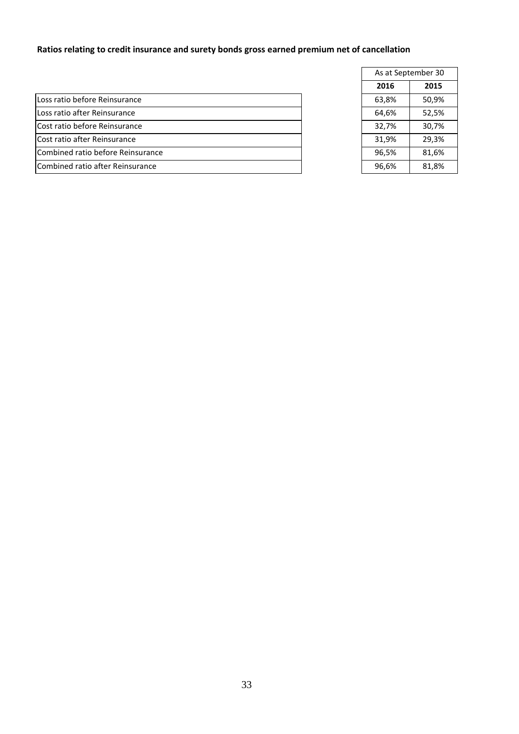**Ratios relating to credit insurance and surety bonds gross earned premium net of cancellation**

| | As at September 30 | |
|---|---|---|
| | **2016** | **2015** |
| Loss ratio before Reinsurance | 63,8% | 50,9% |
| Loss ratio after Reinsurance | 64,6% | 52,5% |
| Cost ratio before Reinsurance | 32,7% | 30,7% |
| Cost ratio after Reinsurance | 31,9% | 29,3% |
| Combined ratio before Reinsurance | 96,5% | 81,6% |
| Combined ratio after Reinsurance | 96,6% | 81,8% |